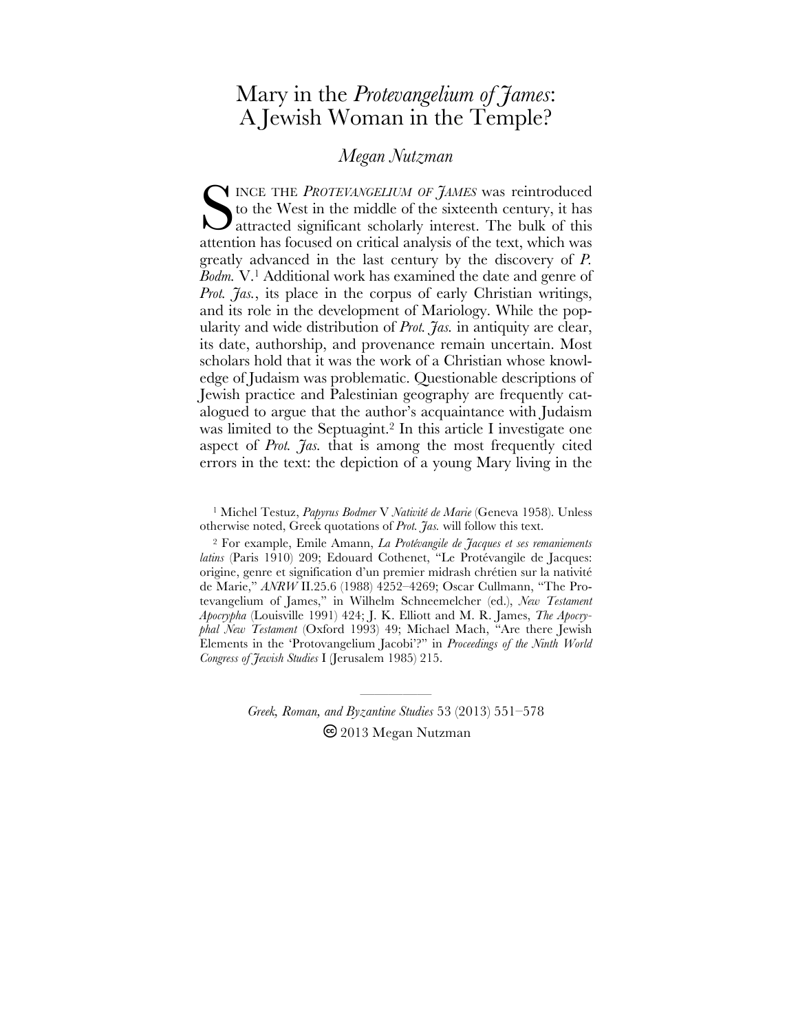# Mary in the *Protevangelium of James*: A Jewish Woman in the Temple?

*Megan Nutzman*

SINCE THE *PROTEVANGELIUM OF JAMES* was reintroduced to the West in the middle of the sixteenth century, it has attracted significant scholarly interest. The bulk of this attention has focused on critical analysis of the text, which was greatly advanced in the last century by the discovery of *P. Bodm.* V.[1] Additional work has examined the date and genre of *Prot. Jas.*, its place in the corpus of early Christian writings, and its role in the development of Mariology. While the popularity and wide distribution of *Prot. Jas.* in antiquity are clear, its date, authorship, and provenance remain uncertain. Most scholars hold that it was the work of a Christian whose knowledge of Judaism was problematic. Questionable descriptions of Jewish practice and Palestinian geography are frequently catalogued to argue that the author's acquaintance with Judaism was limited to the Septuagint.[2] In this article I investigate one aspect of *Prot. Jas.* that is among the most frequently cited errors in the text: the depiction of a young Mary living in the

[1] Michel Testuz, *Papyrus Bodmer* V *Nativité de Marie* (Geneva 1958). Unless otherwise noted, Greek quotations of *Prot. Jas.* will follow this text.

[2] For example, Emile Amann, *La Protévangile de Jacques et ses remaniements latins* (Paris 1910) 209; Edouard Cothenet, "Le Protévangile de Jacques: origine, genre et signification d'un premier midrash chrétien sur la nativité de Marie," *ANRW* II.25.6 (1988) 4252–4269; Oscar Cullmann, "The Protevangelium of James," in Wilhelm Schneemelcher (ed.), *New Testament Apocrypha* (Louisville 1991) 424; J. K. Elliott and M. R. James, *The Apocryphal New Testament* (Oxford 1993) 49; Michael Mach, "Are there Jewish Elements in the 'Protovangelium Jacobi'?" in *Proceedings of the Ninth World Congress of Jewish Studies* I (Jerusalem 1985) 215.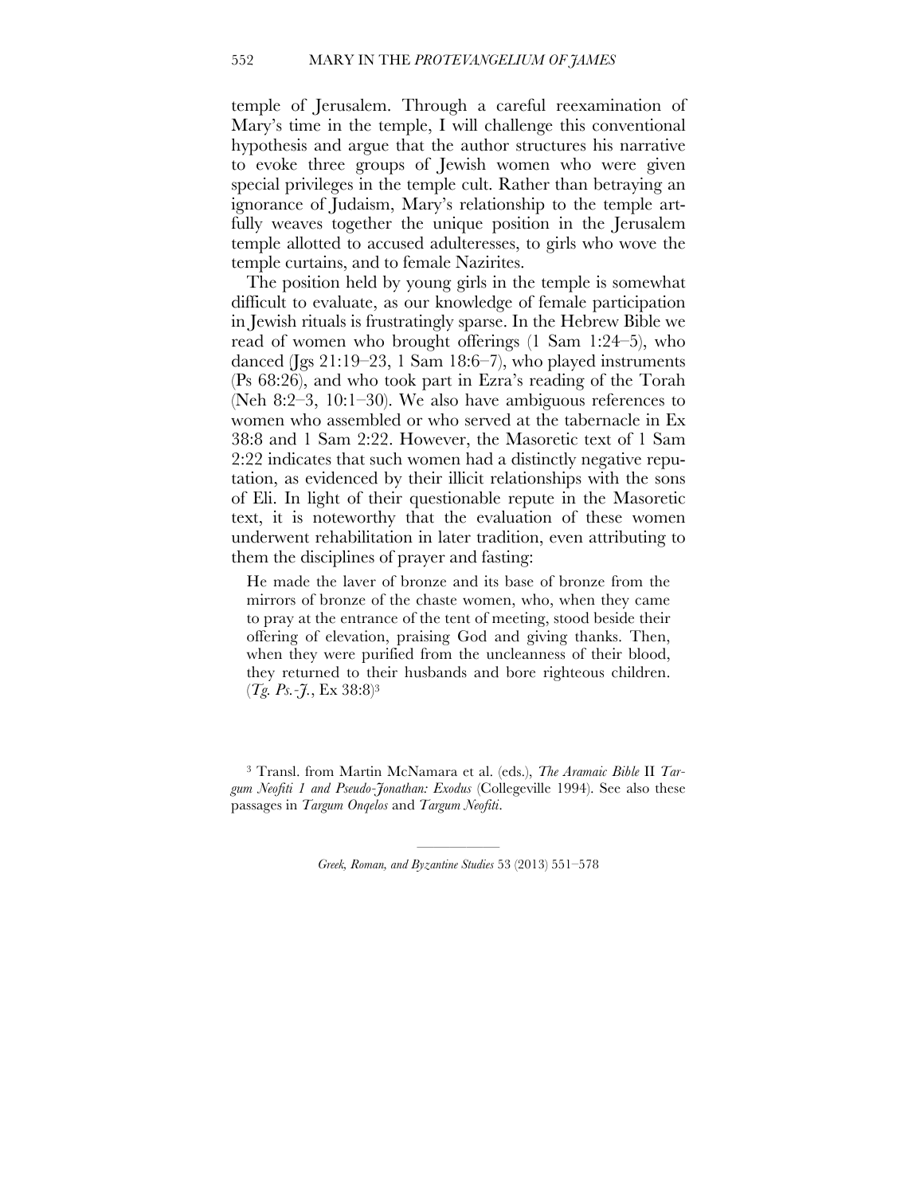temple of Jerusalem. Through a careful reexamination of Mary's time in the temple, I will challenge this conventional hypothesis and argue that the author structures his narrative to evoke three groups of Jewish women who were given special privileges in the temple cult. Rather than betraying an ignorance of Judaism, Mary's relationship to the temple artfully weaves together the unique position in the Jerusalem temple allotted to accused adulteresses, to girls who wove the temple curtains, and to female Nazirites.

The position held by young girls in the temple is somewhat difficult to evaluate, as our knowledge of female participation in Jewish rituals is frustratingly sparse. In the Hebrew Bible we read of women who brought offerings (1 Sam 1:24–5), who danced (Jgs 21:19–23, 1 Sam 18:6–7), who played instruments (Ps 68:26), and who took part in Ezra's reading of the Torah (Neh 8:2–3, 10:1–30). We also have ambiguous references to women who assembled or who served at the tabernacle in Ex 38:8 and 1 Sam 2:22. However, the Masoretic text of 1 Sam 2:22 indicates that such women had a distinctly negative reputation, as evidenced by their illicit relationships with the sons of Eli. In light of their questionable repute in the Masoretic text, it is noteworthy that the evaluation of these women underwent rehabilitation in later tradition, even attributing to them the disciplines of prayer and fasting:

> He made the laver of bronze and its base of bronze from the mirrors of bronze of the chaste women, who, when they came to pray at the entrance of the tent of meeting, stood beside their offering of elevation, praising God and giving thanks. Then, when they were purified from the uncleanness of their blood, they returned to their husbands and bore righteous children. (*Tg. Ps.-J.*, Ex 38:8)[3]

[3] Transl. from Martin McNamara et al. (eds.), *The Aramaic Bible* II *Targum Neofiti 1 and Pseudo-Jonathan: Exodus* (Collegeville 1994). See also these passages in *Targum Onqelos* and *Targum Neofiti*.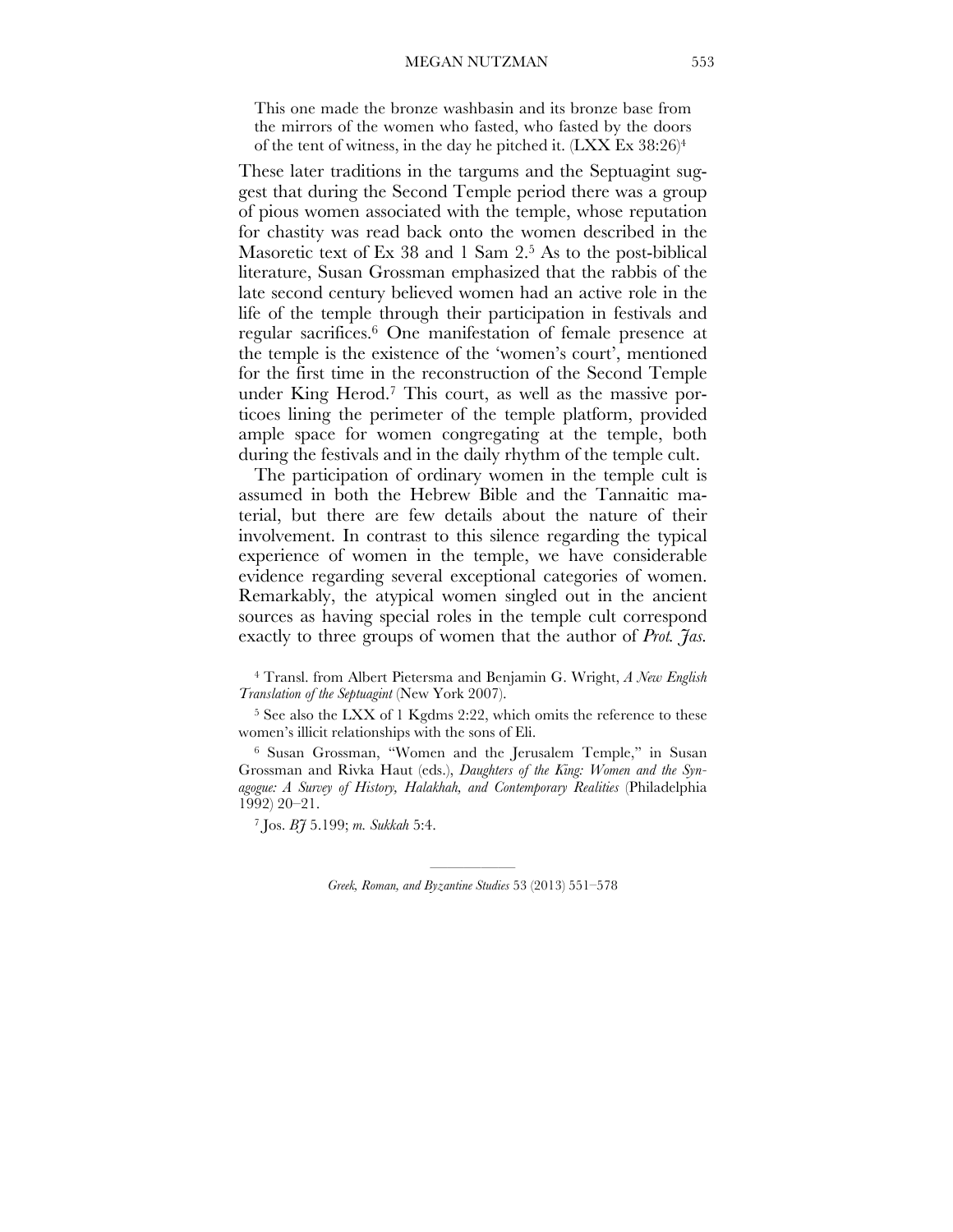> This one made the bronze washbasin and its bronze base from the mirrors of the women who fasted, who fasted by the doors of the tent of witness, in the day he pitched it. (LXX Ex 38:26)[4]

These later traditions in the targums and the Septuagint suggest that during the Second Temple period there was a group of pious women associated with the temple, whose reputation for chastity was read back onto the women described in the Masoretic text of Ex 38 and 1 Sam 2.[5] As to the post-biblical literature, Susan Grossman emphasized that the rabbis of the late second century believed women had an active role in the life of the temple through their participation in festivals and regular sacrifices.[6] One manifestation of female presence at the temple is the existence of the 'women's court', mentioned for the first time in the reconstruction of the Second Temple under King Herod.[7] This court, as well as the massive porticoes lining the perimeter of the temple platform, provided ample space for women congregating at the temple, both during the festivals and in the daily rhythm of the temple cult.

The participation of ordinary women in the temple cult is assumed in both the Hebrew Bible and the Tannaitic material, but there are few details about the nature of their involvement. In contrast to this silence regarding the typical experience of women in the temple, we have considerable evidence regarding several exceptional categories of women. Remarkably, the atypical women singled out in the ancient sources as having special roles in the temple cult correspond exactly to three groups of women that the author of *Prot. Jas.*

[4] Transl. from Albert Pietersma and Benjamin G. Wright, *A New English Translation of the Septuagint* (New York 2007).

[5] See also the LXX of 1 Kgdms 2:22, which omits the reference to these women's illicit relationships with the sons of Eli.

[6] Susan Grossman, "Women and the Jerusalem Temple," in Susan Grossman and Rivka Haut (eds.), *Daughters of the King: Women and the Synagogue: A Survey of History, Halakhah, and Contemporary Realities* (Philadelphia 1992) 20–21.

[7] Jos. *BJ* 5.199; *m. Sukkah* 5:4.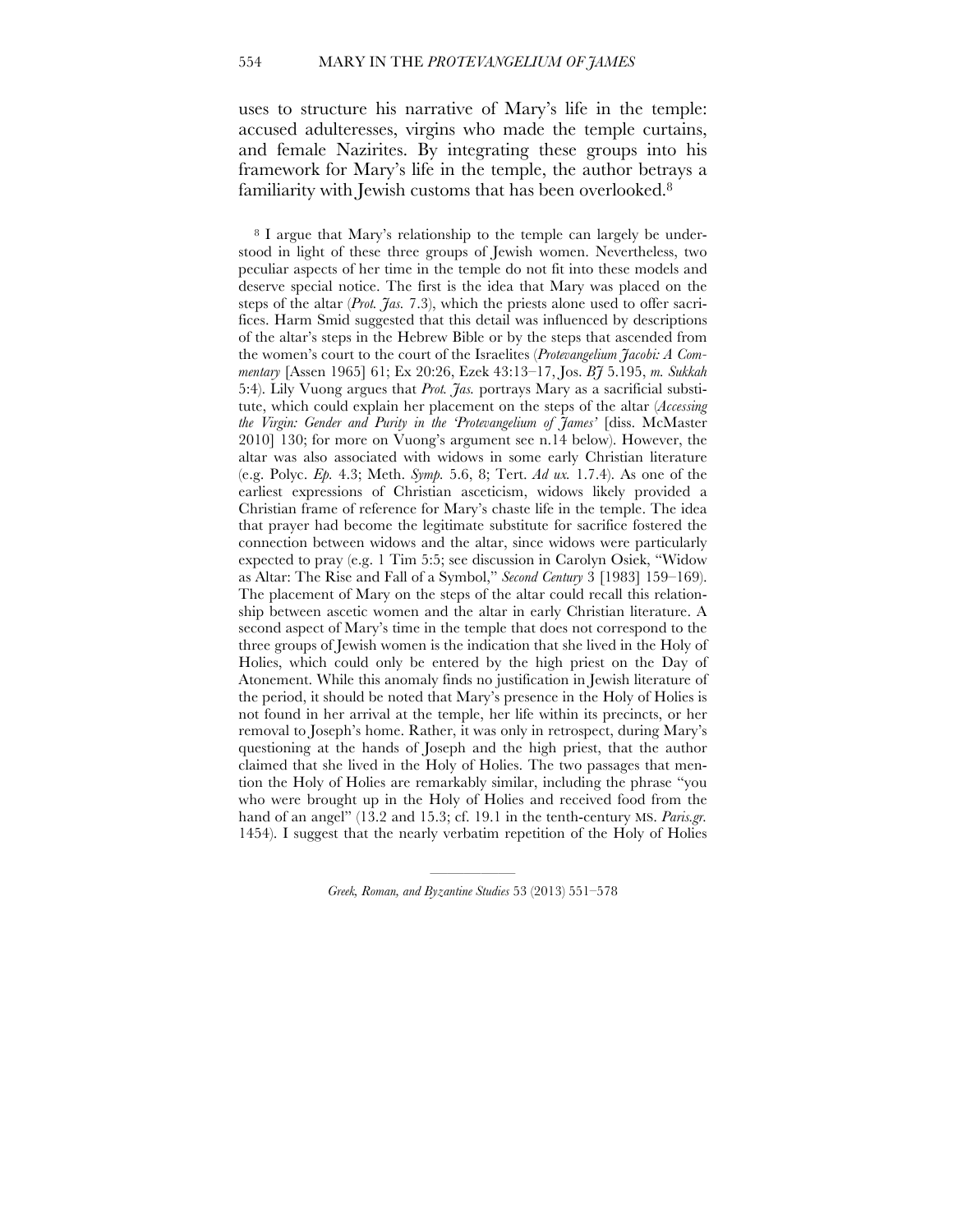uses to structure his narrative of Mary's life in the temple: accused adulteresses, virgins who made the temple curtains, and female Nazirites. By integrating these groups into his framework for Mary's life in the temple, the author betrays a familiarity with Jewish customs that has been overlooked.[8]

[8] I argue that Mary's relationship to the temple can largely be understood in light of these three groups of Jewish women. Nevertheless, two peculiar aspects of her time in the temple do not fit into these models and deserve special notice. The first is the idea that Mary was placed on the steps of the altar (*Prot. Jas.* 7.3), which the priests alone used to offer sacrifices. Harm Smid suggested that this detail was influenced by descriptions of the altar's steps in the Hebrew Bible or by the steps that ascended from the women's court to the court of the Israelites (*Protevangelium Jacobi: A Commentary* [Assen 1965] 61; Ex 20:26, Ezek 43:13–17, Jos. *BJ* 5.195, *m. Sukkah* 5:4). Lily Vuong argues that *Prot. Jas.* portrays Mary as a sacrificial substitute, which could explain her placement on the steps of the altar (*Accessing the Virgin: Gender and Purity in the 'Protevangelium of James'* [diss. McMaster 2010] 130; for more on Vuong's argument see n.14 below). However, the altar was also associated with widows in some early Christian literature (e.g. Polyc. *Ep.* 4.3; Meth. *Symp.* 5.6, 8; Tert. *Ad ux.* 1.7.4). As one of the earliest expressions of Christian asceticism, widows likely provided a Christian frame of reference for Mary's chaste life in the temple. The idea that prayer had become the legitimate substitute for sacrifice fostered the connection between widows and the altar, since widows were particularly expected to pray (e.g. 1 Tim 5:5; see discussion in Carolyn Osiek, "Widow as Altar: The Rise and Fall of a Symbol," *Second Century* 3 [1983] 159–169). The placement of Mary on the steps of the altar could recall this relationship between ascetic women and the altar in early Christian literature. A second aspect of Mary's time in the temple that does not correspond to the three groups of Jewish women is the indication that she lived in the Holy of Holies, which could only be entered by the high priest on the Day of Atonement. While this anomaly finds no justification in Jewish literature of the period, it should be noted that Mary's presence in the Holy of Holies is not found in her arrival at the temple, her life within its precincts, or her removal to Joseph's home. Rather, it was only in retrospect, during Mary's questioning at the hands of Joseph and the high priest, that the author claimed that she lived in the Holy of Holies. The two passages that mention the Holy of Holies are remarkably similar, including the phrase "you who were brought up in the Holy of Holies and received food from the hand of an angel" (13.2 and 15.3; cf. 19.1 in the tenth-century MS. *Paris.gr.* 1454). I suggest that the nearly verbatim repetition of the Holy of Holies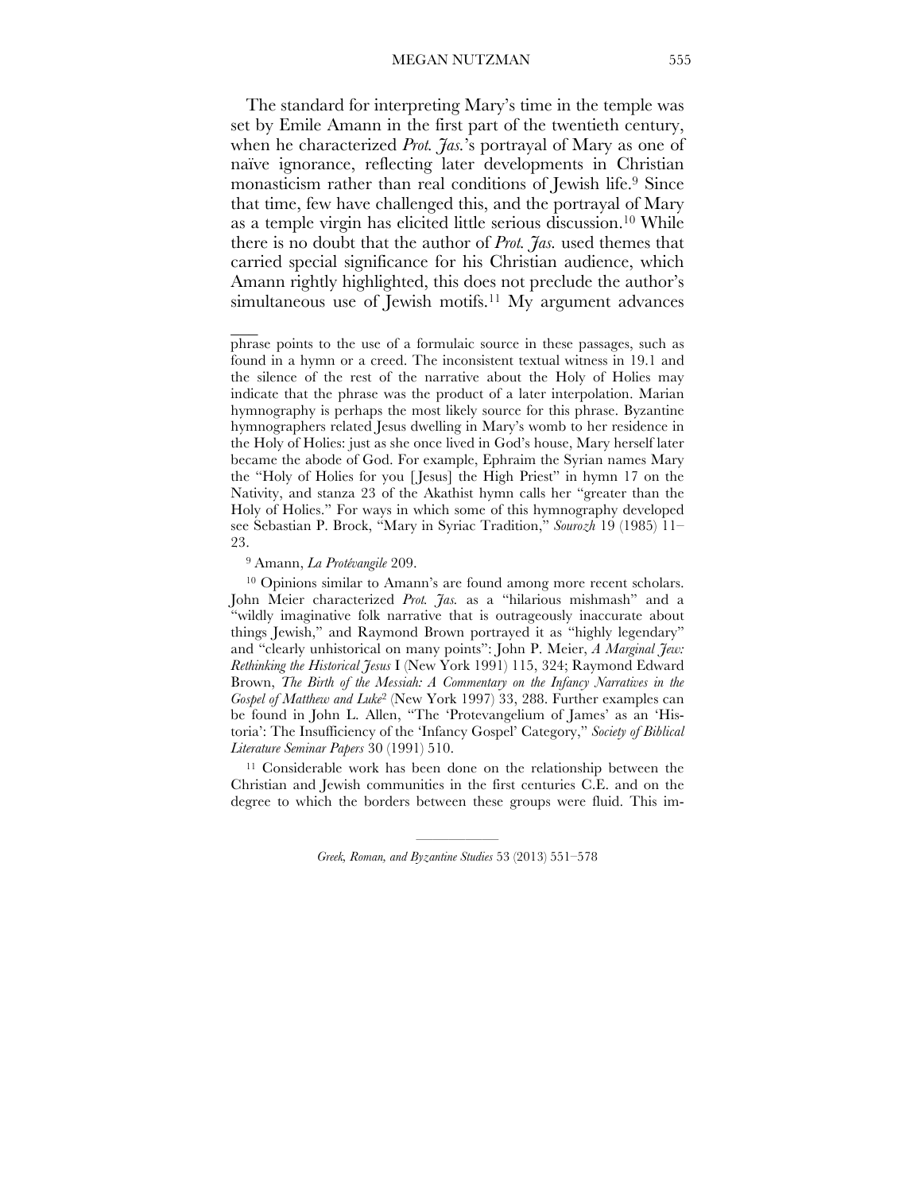The standard for interpreting Mary's time in the temple was set by Emile Amann in the first part of the twentieth century, when he characterized *Prot. Jas.*'s portrayal of Mary as one of naïve ignorance, reflecting later developments in Christian monasticism rather than real conditions of Jewish life.[9] Since that time, few have challenged this, and the portrayal of Mary as a temple virgin has elicited little serious discussion.[10] While there is no doubt that the author of *Prot. Jas.* used themes that carried special significance for his Christian audience, which Amann rightly highlighted, this does not preclude the author's simultaneous use of Jewish motifs.[11] My argument advances

---

phrase points to the use of a formulaic source in these passages, such as found in a hymn or a creed. The inconsistent textual witness in 19.1 and the silence of the rest of the narrative about the Holy of Holies may indicate that the phrase was the product of a later interpolation. Marian hymnography is perhaps the most likely source for this phrase. Byzantine hymnographers related Jesus dwelling in Mary's womb to her residence in the Holy of Holies: just as she once lived in God's house, Mary herself later became the abode of God. For example, Ephraim the Syrian names Mary the "Holy of Holies for you [Jesus] the High Priest" in hymn 17 on the Nativity, and stanza 23 of the Akathist hymn calls her "greater than the Holy of Holies." For ways in which some of this hymnography developed see Sebastian P. Brock, "Mary in Syriac Tradition," *Sourozh* 19 (1985) 11–23.

[9] Amann, *La Protévangile* 209.

[10] Opinions similar to Amann's are found among more recent scholars. John Meier characterized *Prot. Jas.* as a "hilarious mishmash" and a "wildly imaginative folk narrative that is outrageously inaccurate about things Jewish," and Raymond Brown portrayed it as "highly legendary" and "clearly unhistorical on many points": John P. Meier, *A Marginal Jew: Rethinking the Historical Jesus* I (New York 1991) 115, 324; Raymond Edward Brown, *The Birth of the Messiah: A Commentary on the Infancy Narratives in the Gospel of Matthew and Luke*² (New York 1997) 33, 288. Further examples can be found in John L. Allen, "The 'Protevangelium of James' as an 'Historia': The Insufficiency of the 'Infancy Gospel' Category," *Society of Biblical Literature Seminar Papers* 30 (1991) 510.

[11] Considerable work has been done on the relationship between the Christian and Jewish communities in the first centuries C.E. and on the degree to which the borders between these groups were fluid. This im-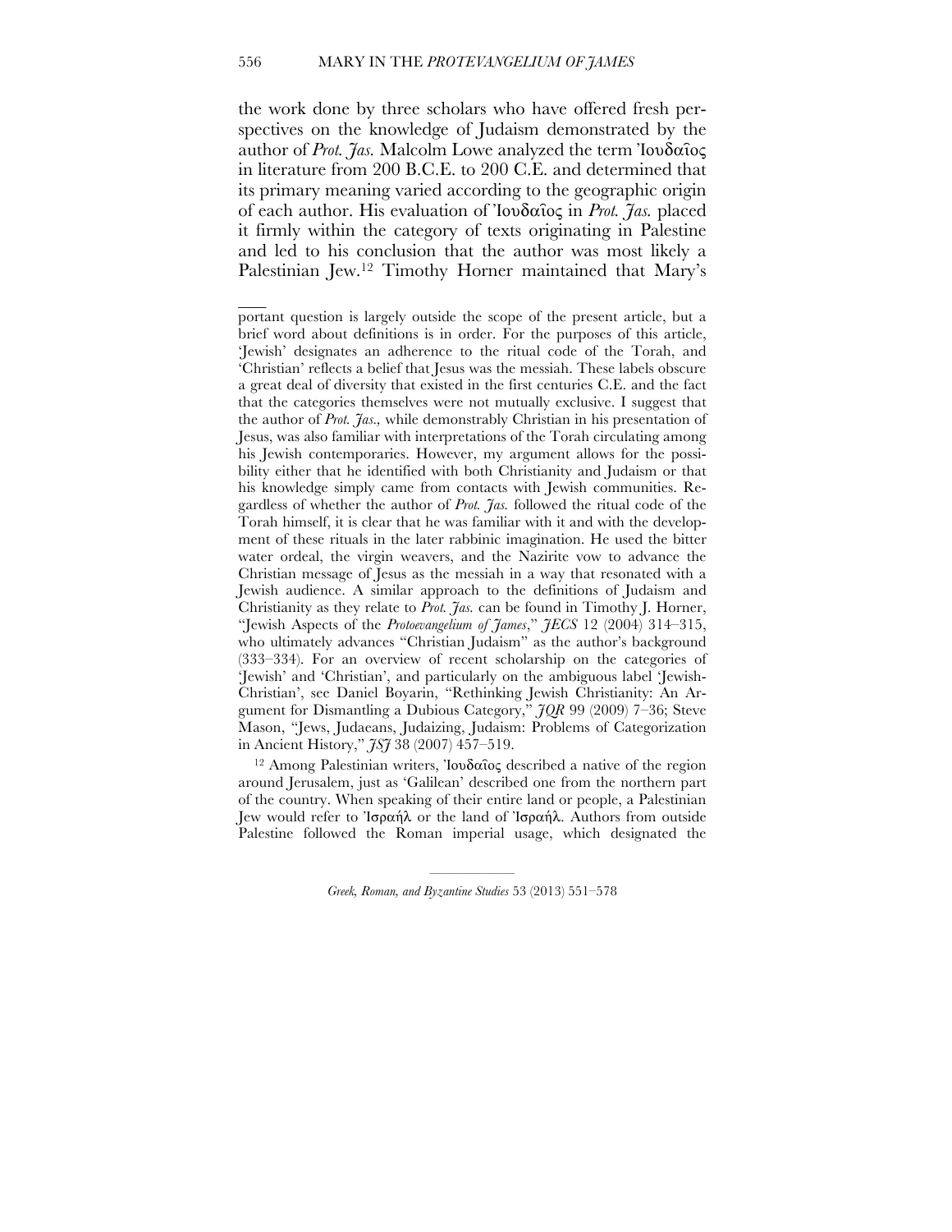the work done by three scholars who have offered fresh perspectives on the knowledge of Judaism demonstrated by the author of *Prot. Jas.* Malcolm Lowe analyzed the term Ἰουδαῖος in literature from 200 B.C.E. to 200 C.E. and determined that its primary meaning varied according to the geographic origin of each author. His evaluation of Ἰουδαῖος in *Prot. Jas.* placed it firmly within the category of texts originating in Palestine and led to his conclusion that the author was most likely a Palestinian Jew.[12] Timothy Horner maintained that Mary's

---

portant question is largely outside the scope of the present article, but a brief word about definitions is in order. For the purposes of this article, 'Jewish' designates an adherence to the ritual code of the Torah, and 'Christian' reflects a belief that Jesus was the messiah. These labels obscure a great deal of diversity that existed in the first centuries C.E. and the fact that the categories themselves were not mutually exclusive. I suggest that the author of *Prot. Jas.*, while demonstrably Christian in his presentation of Jesus, was also familiar with interpretations of the Torah circulating among his Jewish contemporaries. However, my argument allows for the possibility either that he identified with both Christianity and Judaism or that his knowledge simply came from contacts with Jewish communities. Regardless of whether the author of *Prot. Jas.* followed the ritual code of the Torah himself, it is clear that he was familiar with it and with the development of these rituals in the later rabbinic imagination. He used the bitter water ordeal, the virgin weavers, and the Nazirite vow to advance the Christian message of Jesus as the messiah in a way that resonated with a Jewish audience. A similar approach to the definitions of Judaism and Christianity as they relate to *Prot. Jas.* can be found in Timothy J. Horner, "Jewish Aspects of the *Protoevangelium of James*," *JECS* 12 (2004) 314–315, who ultimately advances "Christian Judaism" as the author's background (333–334). For an overview of recent scholarship on the categories of 'Jewish' and 'Christian', and particularly on the ambiguous label 'Jewish-Christian', see Daniel Boyarin, "Rethinking Jewish Christianity: An Argument for Dismantling a Dubious Category," *JQR* 99 (2009) 7–36; Steve Mason, "Jews, Judaeans, Judaizing, Judaism: Problems of Categorization in Ancient History," *JSJ* 38 (2007) 457–519.

[12] Among Palestinian writers, Ἰουδαῖος described a native of the region around Jerusalem, just as 'Galilean' described one from the northern part of the country. When speaking of their entire land or people, a Palestinian Jew would refer to Ἰσραήλ or the land of Ἰσραήλ. Authors from outside Palestine followed the Roman imperial usage, which designated the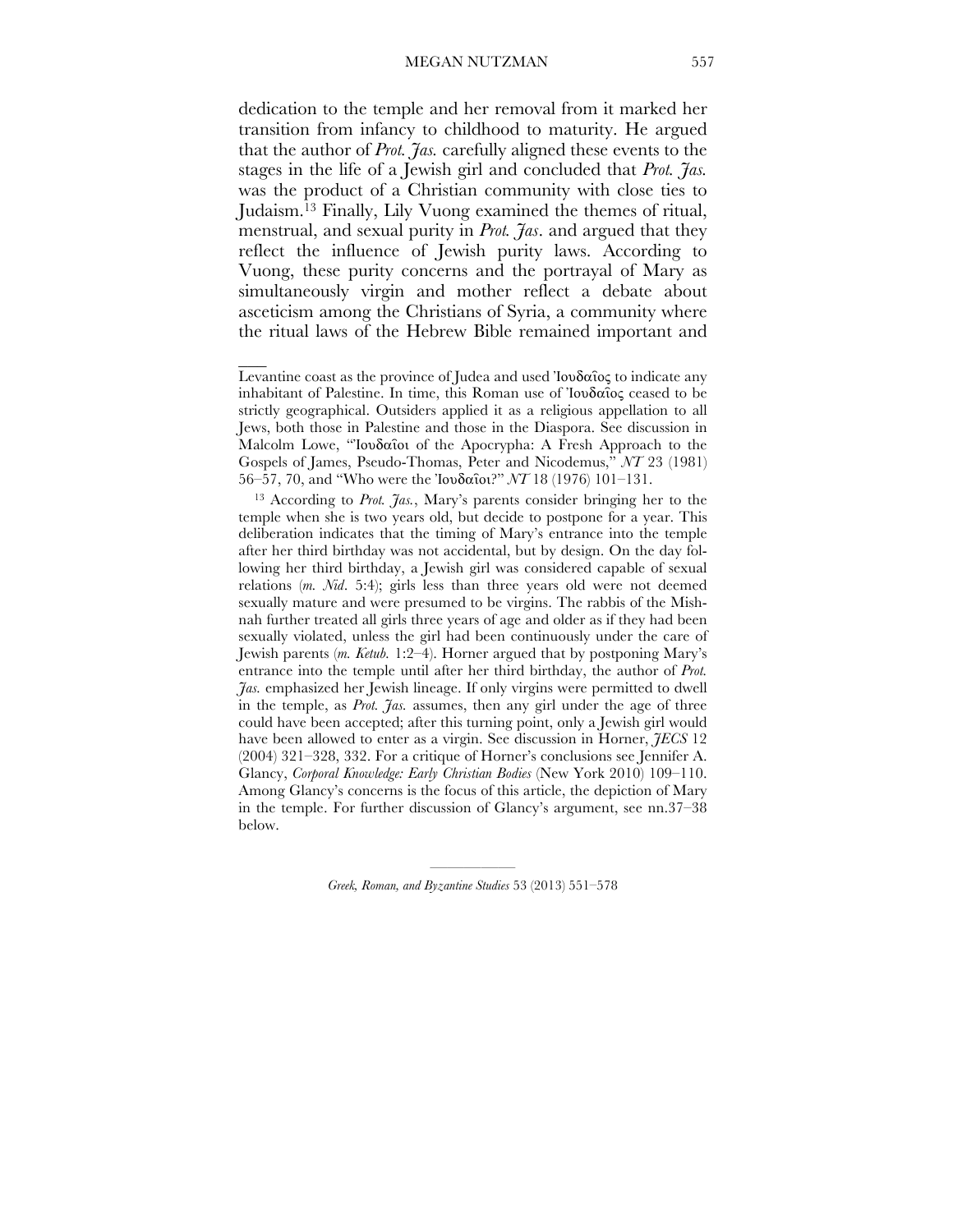dedication to the temple and her removal from it marked her transition from infancy to childhood to maturity. He argued that the author of *Prot. Jas.* carefully aligned these events to the stages in the life of a Jewish girl and concluded that *Prot. Jas.* was the product of a Christian community with close ties to Judaism.[13] Finally, Lily Vuong examined the themes of ritual, menstrual, and sexual purity in *Prot. Jas*. and argued that they reflect the influence of Jewish purity laws. According to Vuong, these purity concerns and the portrayal of Mary as simultaneously virgin and mother reflect a debate about asceticism among the Christians of Syria, a community where the ritual laws of the Hebrew Bible remained important and

---

Levantine coast as the province of Judea and used Ἰουδαῖος to indicate any inhabitant of Palestine. In time, this Roman use of Ἰουδαῖος ceased to be strictly geographical. Outsiders applied it as a religious appellation to all Jews, both those in Palestine and those in the Diaspora. See discussion in Malcolm Lowe, "Ἰουδαῖοι of the Apocrypha: A Fresh Approach to the Gospels of James, Pseudo-Thomas, Peter and Nicodemus," *NT* 23 (1981) 56–57, 70, and "Who were the Ἰουδαῖοι?" *NT* 18 (1976) 101–131.

[13] According to *Prot. Jas.*, Mary's parents consider bringing her to the temple when she is two years old, but decide to postpone for a year. This deliberation indicates that the timing of Mary's entrance into the temple after her third birthday was not accidental, but by design. On the day following her third birthday, a Jewish girl was considered capable of sexual relations (*m. Nid*. 5:4); girls less than three years old were not deemed sexually mature and were presumed to be virgins. The rabbis of the Mishnah further treated all girls three years of age and older as if they had been sexually violated, unless the girl had been continuously under the care of Jewish parents (*m. Ketub.* 1:2–4). Horner argued that by postponing Mary's entrance into the temple until after her third birthday, the author of *Prot. Jas.* emphasized her Jewish lineage. If only virgins were permitted to dwell in the temple, as *Prot. Jas.* assumes, then any girl under the age of three could have been accepted; after this turning point, only a Jewish girl would have been allowed to enter as a virgin. See discussion in Horner, *JECS* 12 (2004) 321–328, 332. For a critique of Horner's conclusions see Jennifer A. Glancy, *Corporal Knowledge: Early Christian Bodies* (New York 2010) 109–110. Among Glancy's concerns is the focus of this article, the depiction of Mary in the temple. For further discussion of Glancy's argument, see nn.37–38 below.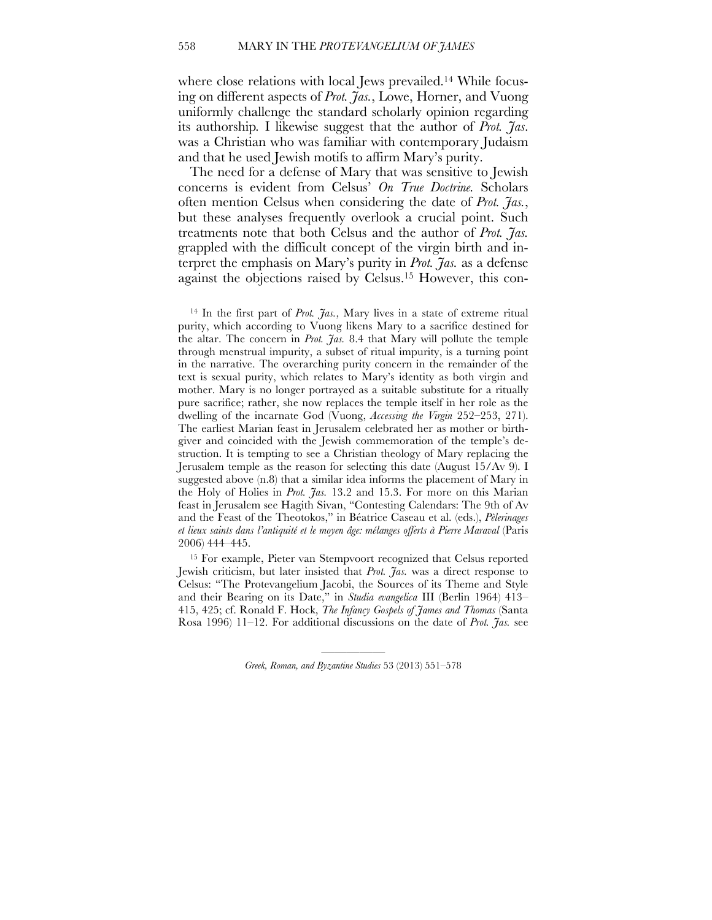where close relations with local Jews prevailed.[14] While focusing on different aspects of *Prot. Jas.*, Lowe, Horner, and Vuong uniformly challenge the standard scholarly opinion regarding its authorship. I likewise suggest that the author of *Prot. Jas*. was a Christian who was familiar with contemporary Judaism and that he used Jewish motifs to affirm Mary's purity.

The need for a defense of Mary that was sensitive to Jewish concerns is evident from Celsus' *On True Doctrine.* Scholars often mention Celsus when considering the date of *Prot. Jas.*, but these analyses frequently overlook a crucial point. Such treatments note that both Celsus and the author of *Prot. Jas.* grappled with the difficult concept of the virgin birth and interpret the emphasis on Mary's purity in *Prot. Jas.* as a defense against the objections raised by Celsus.[15] However, this con-

[14] In the first part of *Prot. Jas.*, Mary lives in a state of extreme ritual purity, which according to Vuong likens Mary to a sacrifice destined for the altar. The concern in *Prot. Jas.* 8.4 that Mary will pollute the temple through menstrual impurity, a subset of ritual impurity, is a turning point in the narrative. The overarching purity concern in the remainder of the text is sexual purity, which relates to Mary's identity as both virgin and mother. Mary is no longer portrayed as a suitable substitute for a ritually pure sacrifice; rather, she now replaces the temple itself in her role as the dwelling of the incarnate God (Vuong, *Accessing the Virgin* 252–253, 271). The earliest Marian feast in Jerusalem celebrated her as mother or birthgiver and coincided with the Jewish commemoration of the temple's destruction. It is tempting to see a Christian theology of Mary replacing the Jerusalem temple as the reason for selecting this date (August 15/Av 9). I suggested above (n.8) that a similar idea informs the placement of Mary in the Holy of Holies in *Prot. Jas.* 13.2 and 15.3. For more on this Marian feast in Jerusalem see Hagith Sivan, "Contesting Calendars: The 9th of Av and the Feast of the Theotokos," in Béatrice Caseau et al. (eds.), *Pèlerinages et lieux saints dans l'antiquité et le moyen âge: mélanges offerts à Pierre Maraval* (Paris 2006) 444–445.

[15] For example, Pieter van Stempvoort recognized that Celsus reported Jewish criticism, but later insisted that *Prot. Jas.* was a direct response to Celsus: "The Protevangelium Jacobi, the Sources of its Theme and Style and their Bearing on its Date," in *Studia evangelica* III (Berlin 1964) 413–415, 425; cf. Ronald F. Hock, *The Infancy Gospels of James and Thomas* (Santa Rosa 1996) 11–12. For additional discussions on the date of *Prot. Jas.* see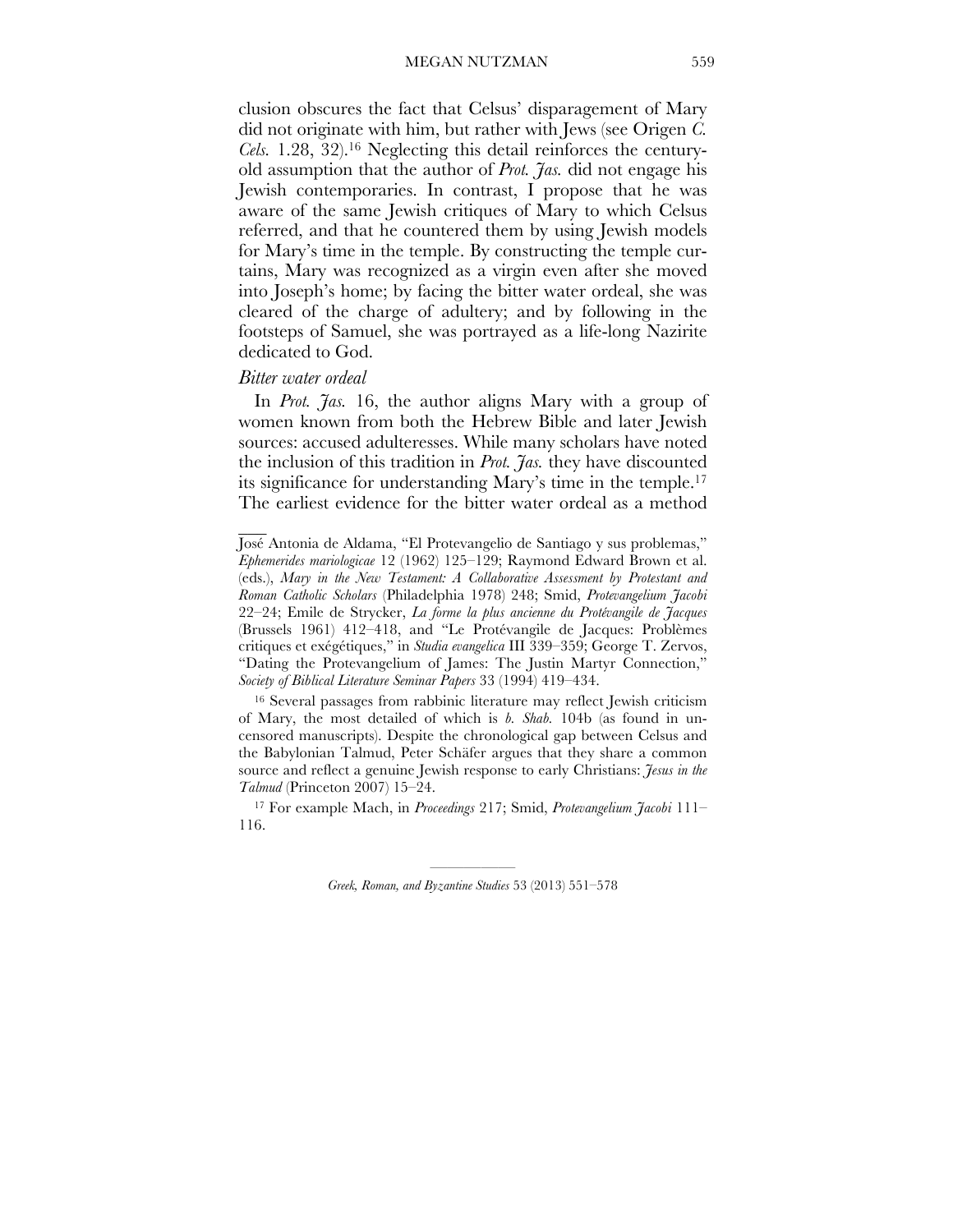clusion obscures the fact that Celsus' disparagement of Mary did not originate with him, but rather with Jews (see Origen *C. Cels.* 1.28, 32).[16] Neglecting this detail reinforces the century-old assumption that the author of *Prot. Jas.* did not engage his Jewish contemporaries. In contrast, I propose that he was aware of the same Jewish critiques of Mary to which Celsus referred, and that he countered them by using Jewish models for Mary's time in the temple. By constructing the temple curtains, Mary was recognized as a virgin even after she moved into Joseph's home; by facing the bitter water ordeal, she was cleared of the charge of adultery; and by following in the footsteps of Samuel, she was portrayed as a life-long Nazirite dedicated to God.

### *Bitter water ordeal*

In *Prot. Jas.* 16, the author aligns Mary with a group of women known from both the Hebrew Bible and later Jewish sources: accused adulteresses. While many scholars have noted the inclusion of this tradition in *Prot. Jas.* they have discounted its significance for understanding Mary's time in the temple.[17] The earliest evidence for the bitter water ordeal as a method

---

José Antonia de Aldama, "El Protevangelio de Santiago y sus problemas," *Ephemerides mariologicae* 12 (1962) 125–129; Raymond Edward Brown et al. (eds.), *Mary in the New Testament: A Collaborative Assessment by Protestant and Roman Catholic Scholars* (Philadelphia 1978) 248; Smid, *Protevangelium Jacobi* 22–24; Emile de Strycker, *La forme la plus ancienne du Protévangile de Jacques* (Brussels 1961) 412–418, and "Le Protévangile de Jacques: Problèmes critiques et exégétiques," in *Studia evangelica* III 339–359; George T. Zervos, "Dating the Protevangelium of James: The Justin Martyr Connection," *Society of Biblical Literature Seminar Papers* 33 (1994) 419–434.

[16] Several passages from rabbinic literature may reflect Jewish criticism of Mary, the most detailed of which is *b. Shab.* 104b (as found in uncensored manuscripts). Despite the chronological gap between Celsus and the Babylonian Talmud, Peter Schäfer argues that they share a common source and reflect a genuine Jewish response to early Christians: *Jesus in the Talmud* (Princeton 2007) 15–24.

[17] For example Mach, in *Proceedings* 217; Smid, *Protevangelium Jacobi* 111–116.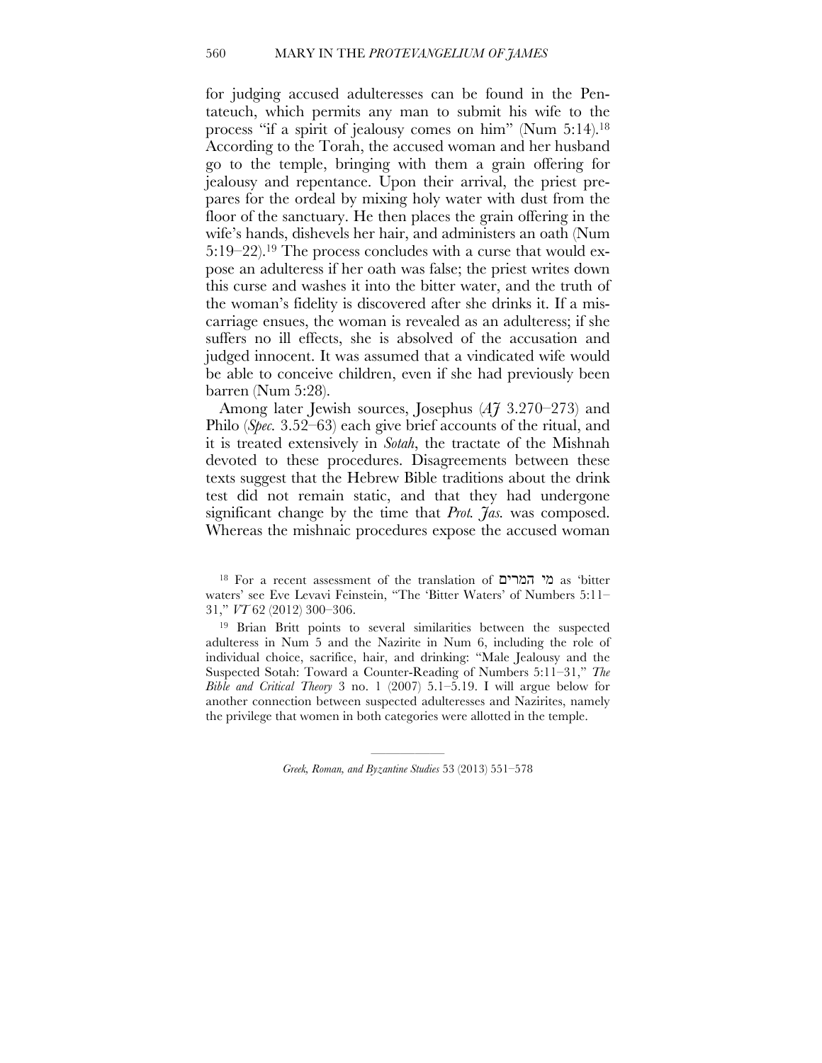for judging accused adulteresses can be found in the Pentateuch, which permits any man to submit his wife to the process "if a spirit of jealousy comes on him" (Num 5:14).[18] According to the Torah, the accused woman and her husband go to the temple, bringing with them a grain offering for jealousy and repentance. Upon their arrival, the priest prepares for the ordeal by mixing holy water with dust from the floor of the sanctuary. He then places the grain offering in the wife's hands, dishevels her hair, and administers an oath (Num 5:19–22).[19] The process concludes with a curse that would expose an adulteress if her oath was false; the priest writes down this curse and washes it into the bitter water, and the truth of the woman's fidelity is discovered after she drinks it. If a miscarriage ensues, the woman is revealed as an adulteress; if she suffers no ill effects, she is absolved of the accusation and judged innocent. It was assumed that a vindicated wife would be able to conceive children, even if she had previously been barren (Num 5:28).

Among later Jewish sources, Josephus (*AJ* 3.270–273) and Philo (*Spec.* 3.52–63) each give brief accounts of the ritual, and it is treated extensively in *Sotah*, the tractate of the Mishnah devoted to these procedures. Disagreements between these texts suggest that the Hebrew Bible traditions about the drink test did not remain static, and that they had undergone significant change by the time that *Prot. Jas.* was composed. Whereas the mishnaic procedures expose the accused woman

[18] For a recent assessment of the translation of מי המרים as 'bitter waters' see Eve Levavi Feinstein, "The 'Bitter Waters' of Numbers 5:11–31," *VT* 62 (2012) 300–306.

[19] Brian Britt points to several similarities between the suspected adulteress in Num 5 and the Nazirite in Num 6, including the role of individual choice, sacrifice, hair, and drinking: "Male Jealousy and the Suspected Sotah: Toward a Counter-Reading of Numbers 5:11–31," *The Bible and Critical Theory* 3 no. 1 (2007) 5.1–5.19. I will argue below for another connection between suspected adulteresses and Nazirites, namely the privilege that women in both categories were allotted in the temple.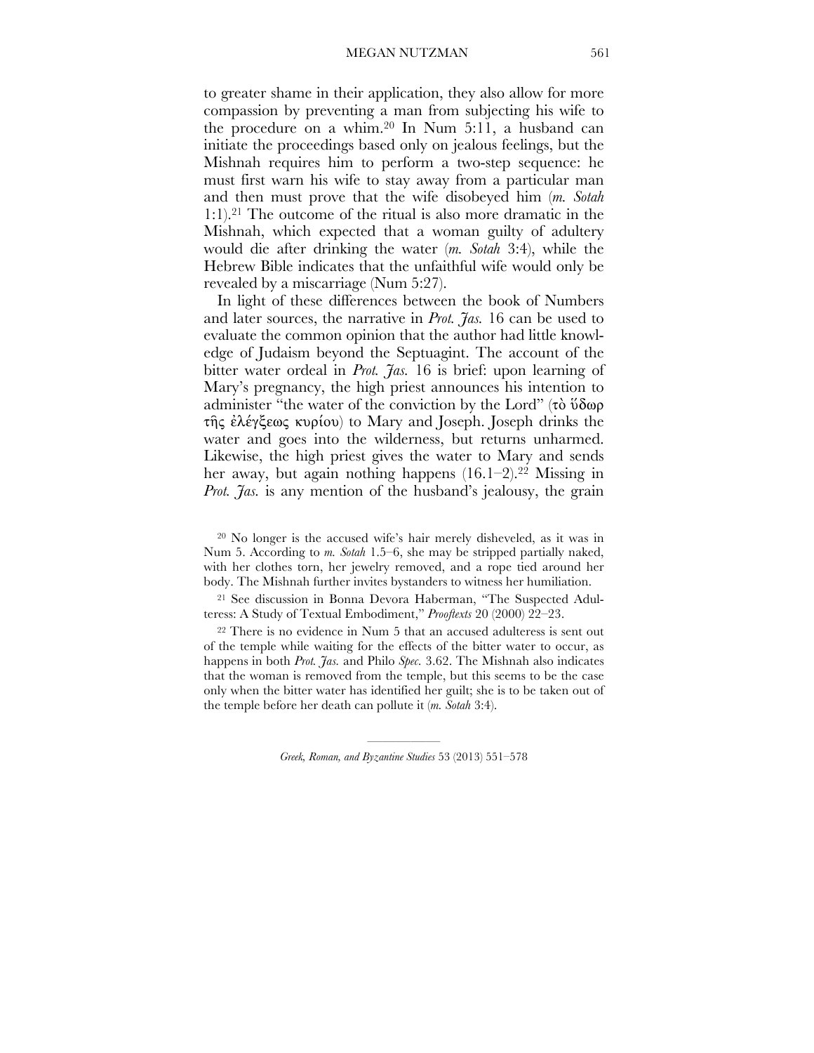to greater shame in their application, they also allow for more compassion by preventing a man from subjecting his wife to the procedure on a whim.[20] In Num 5:11, a husband can initiate the proceedings based only on jealous feelings, but the Mishnah requires him to perform a two-step sequence: he must first warn his wife to stay away from a particular man and then must prove that the wife disobeyed him (*m. Sotah* 1:1).[21] The outcome of the ritual is also more dramatic in the Mishnah, which expected that a woman guilty of adultery would die after drinking the water (*m. Sotah* 3:4), while the Hebrew Bible indicates that the unfaithful wife would only be revealed by a miscarriage (Num 5:27).

In light of these differences between the book of Numbers and later sources, the narrative in *Prot. Jas.* 16 can be used to evaluate the common opinion that the author had little knowledge of Judaism beyond the Septuagint. The account of the bitter water ordeal in *Prot. Jas.* 16 is brief: upon learning of Mary's pregnancy, the high priest announces his intention to administer "the water of the conviction by the Lord" (τὸ ὕδωρ τῆς ἐλέγξεως κυρίου) to Mary and Joseph. Joseph drinks the water and goes into the wilderness, but returns unharmed. Likewise, the high priest gives the water to Mary and sends her away, but again nothing happens (16.1–2).[22] Missing in *Prot. Jas.* is any mention of the husband's jealousy, the grain

[20] No longer is the accused wife's hair merely disheveled, as it was in Num 5. According to *m. Sotah* 1.5–6, she may be stripped partially naked, with her clothes torn, her jewelry removed, and a rope tied around her body. The Mishnah further invites bystanders to witness her humiliation.

[21] See discussion in Bonna Devora Haberman, "The Suspected Adulteress: A Study of Textual Embodiment," *Prooftexts* 20 (2000) 22–23.

[22] There is no evidence in Num 5 that an accused adulteress is sent out of the temple while waiting for the effects of the bitter water to occur, as happens in both *Prot. Jas.* and Philo *Spec.* 3.62. The Mishnah also indicates that the woman is removed from the temple, but this seems to be the case only when the bitter water has identified her guilt; she is to be taken out of the temple before her death can pollute it (*m. Sotah* 3:4).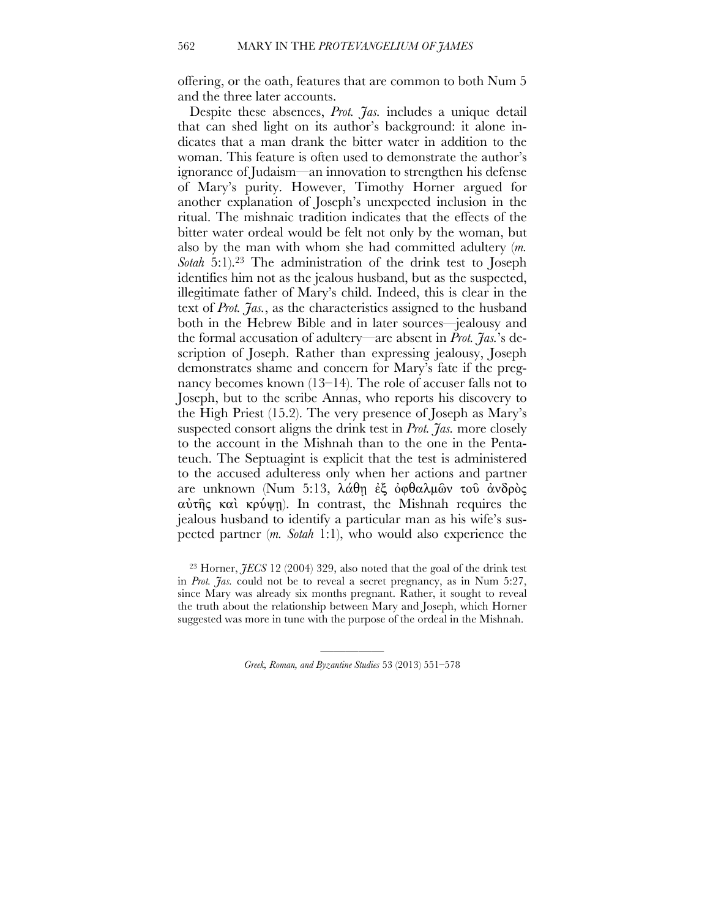offering, or the oath, features that are common to both Num 5 and the three later accounts.

Despite these absences, *Prot. Jas.* includes a unique detail that can shed light on its author's background: it alone indicates that a man drank the bitter water in addition to the woman. This feature is often used to demonstrate the author's ignorance of Judaism—an innovation to strengthen his defense of Mary's purity. However, Timothy Horner argued for another explanation of Joseph's unexpected inclusion in the ritual. The mishnaic tradition indicates that the effects of the bitter water ordeal would be felt not only by the woman, but also by the man with whom she had committed adultery (*m. Sotah* 5:1).[23] The administration of the drink test to Joseph identifies him not as the jealous husband, but as the suspected, illegitimate father of Mary's child. Indeed, this is clear in the text of *Prot. Jas.*, as the characteristics assigned to the husband both in the Hebrew Bible and in later sources—jealousy and the formal accusation of adultery—are absent in *Prot. Jas.*'s description of Joseph. Rather than expressing jealousy, Joseph demonstrates shame and concern for Mary's fate if the pregnancy becomes known (13–14). The role of accuser falls not to Joseph, but to the scribe Annas, who reports his discovery to the High Priest (15.2). The very presence of Joseph as Mary's suspected consort aligns the drink test in *Prot. Jas.* more closely to the account in the Mishnah than to the one in the Pentateuch. The Septuagint is explicit that the test is administered to the accused adulteress only when her actions and partner are unknown (Num 5:13, λάθῃ ἐξ ὀφθαλμῶν τοῦ ἀνδρὸς αὐτῆς καὶ κρύψῃ). In contrast, the Mishnah requires the jealous husband to identify a particular man as his wife's suspected partner (*m. Sotah* 1:1), who would also experience the

[23] Horner, *JECS* 12 (2004) 329, also noted that the goal of the drink test in *Prot. Jas.* could not be to reveal a secret pregnancy, as in Num 5:27, since Mary was already six months pregnant. Rather, it sought to reveal the truth about the relationship between Mary and Joseph, which Horner suggested was more in tune with the purpose of the ordeal in the Mishnah.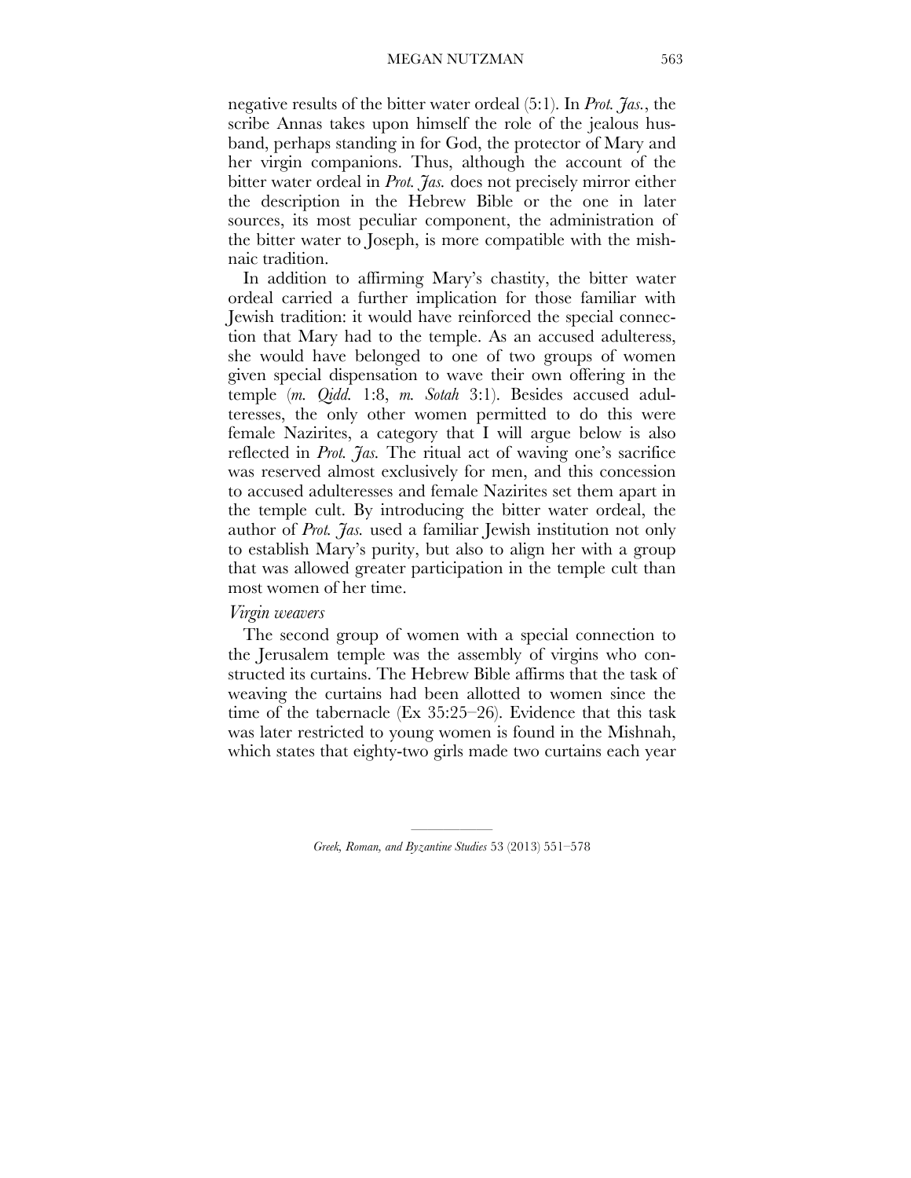negative results of the bitter water ordeal (5:1). In *Prot. Jas.*, the scribe Annas takes upon himself the role of the jealous husband, perhaps standing in for God, the protector of Mary and her virgin companions. Thus, although the account of the bitter water ordeal in *Prot. Jas.* does not precisely mirror either the description in the Hebrew Bible or the one in later sources, its most peculiar component, the administration of the bitter water to Joseph, is more compatible with the mishnaic tradition.

In addition to affirming Mary's chastity, the bitter water ordeal carried a further implication for those familiar with Jewish tradition: it would have reinforced the special connection that Mary had to the temple. As an accused adulteress, she would have belonged to one of two groups of women given special dispensation to wave their own offering in the temple (*m. Qidd.* 1:8, *m. Sotah* 3:1). Besides accused adulteresses, the only other women permitted to do this were female Nazirites, a category that I will argue below is also reflected in *Prot. Jas.* The ritual act of waving one's sacrifice was reserved almost exclusively for men, and this concession to accused adulteresses and female Nazirites set them apart in the temple cult. By introducing the bitter water ordeal, the author of *Prot. Jas.* used a familiar Jewish institution not only to establish Mary's purity, but also to align her with a group that was allowed greater participation in the temple cult than most women of her time.

*Virgin weavers*

The second group of women with a special connection to the Jerusalem temple was the assembly of virgins who constructed its curtains. The Hebrew Bible affirms that the task of weaving the curtains had been allotted to women since the time of the tabernacle (Ex 35:25–26). Evidence that this task was later restricted to young women is found in the Mishnah, which states that eighty-two girls made two curtains each year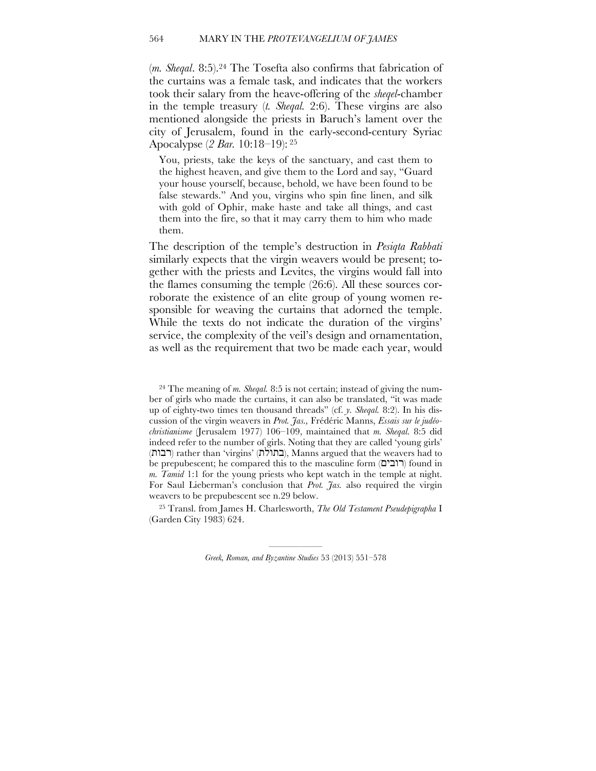(*m. Sheqal*. 8:5).[24] The Tosefta also confirms that fabrication of the curtains was a female task, and indicates that the workers took their salary from the heave-offering of the *sheqel*-chamber in the temple treasury (*t. Sheqal.* 2:6). These virgins are also mentioned alongside the priests in Baruch's lament over the city of Jerusalem, found in the early-second-century Syriac Apocalypse (*2 Bar.* 10:18–19): [25]

> You, priests, take the keys of the sanctuary, and cast them to the highest heaven, and give them to the Lord and say, "Guard your house yourself, because, behold, we have been found to be false stewards." And you, virgins who spin fine linen, and silk with gold of Ophir, make haste and take all things, and cast them into the fire, so that it may carry them to him who made them.

The description of the temple's destruction in *Pesiqta Rabbati* similarly expects that the virgin weavers would be present; together with the priests and Levites, the virgins would fall into the flames consuming the temple (26:6). All these sources corroborate the existence of an elite group of young women responsible for weaving the curtains that adorned the temple. While the texts do not indicate the duration of the virgins' service, the complexity of the veil's design and ornamentation, as well as the requirement that two be made each year, would

---

[24] The meaning of *m. Sheqal.* 8:5 is not certain; instead of giving the number of girls who made the curtains, it can also be translated, "it was made up of eighty-two times ten thousand threads" (cf. *y. Sheqal.* 8:2). In his discussion of the virgin weavers in *Prot. Jas.*, Frédéric Manns, *Essais sur le judéo-christianisme* (Jerusalem 1977) 106–109, maintained that *m. Sheqal.* 8:5 did indeed refer to the number of girls. Noting that they are called 'young girls' (רבות) rather than 'virgins' (בתולת), Manns argued that the weavers had to be prepubescent; he compared this to the masculine form (רובים) found in *m. Tamid* 1:1 for the young priests who kept watch in the temple at night. For Saul Lieberman's conclusion that *Prot. Jas.* also required the virgin weavers to be prepubescent see n.29 below.

[25] Transl. from James H. Charlesworth, *The Old Testament Pseudepigrapha* I (Garden City 1983) 624.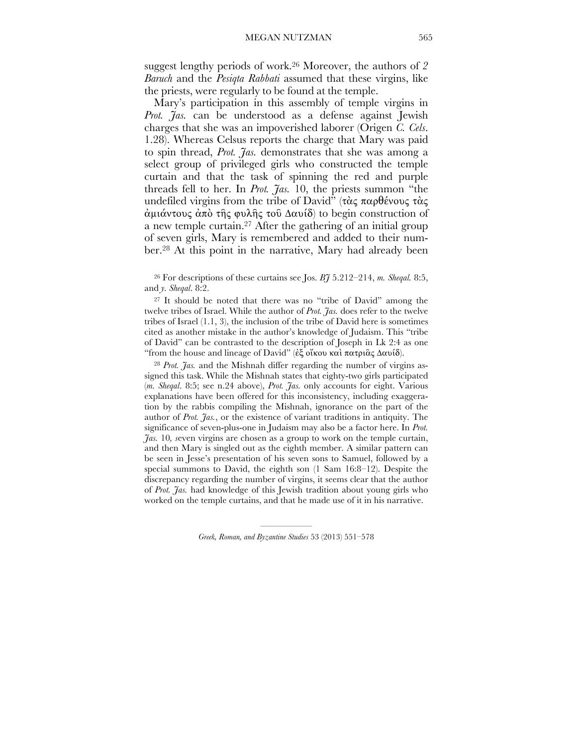suggest lengthy periods of work.[26] Moreover, the authors of *2 Baruch* and the *Pesiqta Rabbati* assumed that these virgins, like the priests, were regularly to be found at the temple.

Mary's participation in this assembly of temple virgins in *Prot. Jas.* can be understood as a defense against Jewish charges that she was an impoverished laborer (Origen *C. Cels.* 1.28). Whereas Celsus reports the charge that Mary was paid to spin thread, *Prot. Jas.* demonstrates that she was among a select group of privileged girls who constructed the temple curtain and that the task of spinning the red and purple threads fell to her. In *Prot. Jas.* 10, the priests summon "the undefiled virgins from the tribe of David" (τὰς παρθένους τὰς ἀμιάντους ἀπὸ τῆς φυλῆς τοῦ Δαυίδ) to begin construction of a new temple curtain.[27] After the gathering of an initial group of seven girls, Mary is remembered and added to their number.[28] At this point in the narrative, Mary had already been

[26] For descriptions of these curtains see Jos. *BJ* 5.212–214, *m. Sheqal.* 8:5, and *y. Sheqal*. 8:2.

[27] It should be noted that there was no "tribe of David" among the twelve tribes of Israel. While the author of *Prot. Jas.* does refer to the twelve tribes of Israel (1.1, 3), the inclusion of the tribe of David here is sometimes cited as another mistake in the author's knowledge of Judaism. This "tribe of David" can be contrasted to the description of Joseph in Lk 2:4 as one "from the house and lineage of David" (ἐξ οἴκου καὶ πατριᾶς Δαυίδ).

[28] *Prot. Jas.* and the Mishnah differ regarding the number of virgins assigned this task. While the Mishnah states that eighty-two girls participated (*m. Sheqal*. 8:5; see n.24 above), *Prot. Jas.* only accounts for eight. Various explanations have been offered for this inconsistency, including exaggeration by the rabbis compiling the Mishnah, ignorance on the part of the author of *Prot. Jas.*, or the existence of variant traditions in antiquity. The significance of seven-plus-one in Judaism may also be a factor here. In *Prot. Jas.* 10, seven virgins are chosen as a group to work on the temple curtain, and then Mary is singled out as the eighth member. A similar pattern can be seen in Jesse's presentation of his seven sons to Samuel, followed by a special summons to David, the eighth son (1 Sam 16:8–12). Despite the discrepancy regarding the number of virgins, it seems clear that the author of *Prot. Jas.* had knowledge of this Jewish tradition about young girls who worked on the temple curtains, and that he made use of it in his narrative.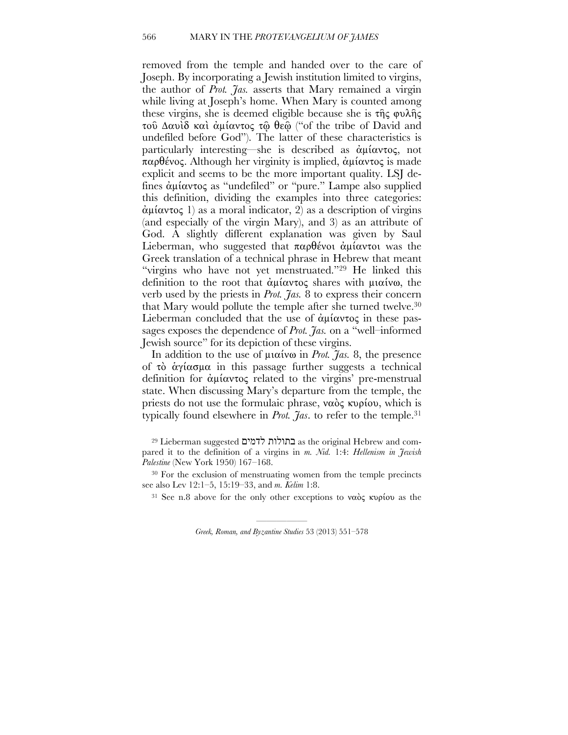removed from the temple and handed over to the care of Joseph. By incorporating a Jewish institution limited to virgins, the author of *Prot. Jas.* asserts that Mary remained a virgin while living at Joseph's home. When Mary is counted among these virgins, she is deemed eligible because she is τῆς φυλῆς τοῦ Δαυὶδ καὶ ἀμίαντος τῷ θεῷ ("of the tribe of David and undefiled before God"). The latter of these characteristics is particularly interesting—she is described as ἀμίαντος, not παρθένος. Although her virginity is implied, ἀμίαντος is made explicit and seems to be the more important quality. LSJ defines ἀμίαντος as "undefiled" or "pure." Lampe also supplied this definition, dividing the examples into three categories: ἀμίαντος 1) as a moral indicator, 2) as a description of virgins (and especially of the virgin Mary), and 3) as an attribute of God. A slightly different explanation was given by Saul Lieberman, who suggested that παρθένοι ἀμίαντοι was the Greek translation of a technical phrase in Hebrew that meant "virgins who have not yet menstruated."[29] He linked this definition to the root that ἀμίαντος shares with μιαίνω, the verb used by the priests in *Prot. Jas.* 8 to express their concern that Mary would pollute the temple after she turned twelve.[30] Lieberman concluded that the use of ἀμίαντος in these passages exposes the dependence of *Prot. Jas.* on a "well–informed Jewish source" for its depiction of these virgins.

In addition to the use of μιαίνω in *Prot. Jas.* 8, the presence of τὸ ἁγίασμα in this passage further suggests a technical definition for ἀμίαντος related to the virgins' pre-menstrual state. When discussing Mary's departure from the temple, the priests do not use the formulaic phrase, ναὸς κυρίου, which is typically found elsewhere in *Prot. Jas*. to refer to the temple.[31]

[29] Lieberman suggested בתולות לדמים as the original Hebrew and compared it to the definition of a virgins in *m. Nid.* 1:4: *Hellenism in Jewish Palestine* (New York 1950) 167–168.

[30] For the exclusion of menstruating women from the temple precincts see also Lev 12:1–5, 15:19–33, and *m. Kelim* 1:8.

[31] See n.8 above for the only other exceptions to ναὸς κυρίου as the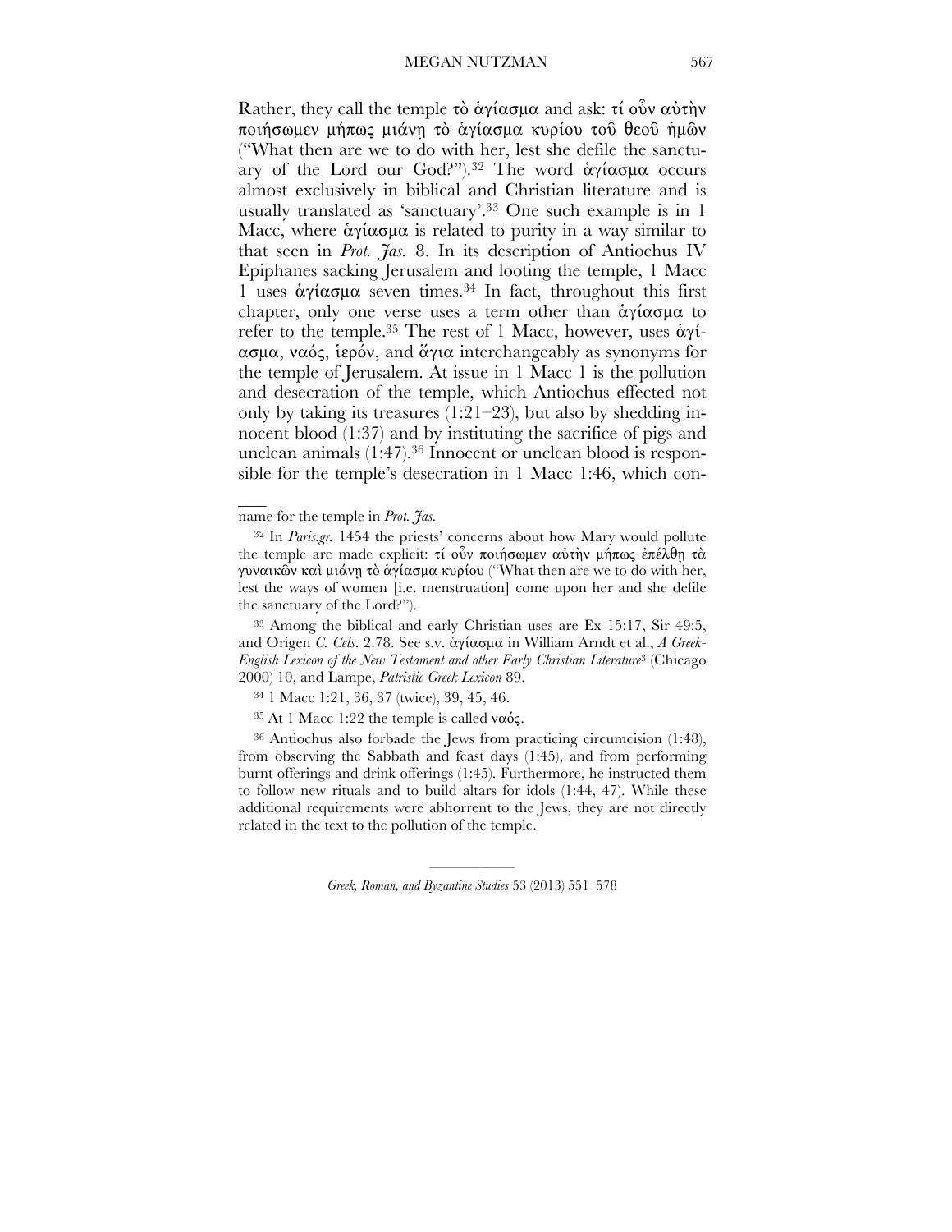Rather, they call the temple τὸ ἁγίασμα and ask: τί οὖν αὐτὴν ποιήσωμεν μήπως μιάνῃ τὸ ἁγίασμα κυρίου τοῦ θεοῦ ἡμῶν ("What then are we to do with her, lest she defile the sanctuary of the Lord our God?").[32] The word ἁγίασμα occurs almost exclusively in biblical and Christian literature and is usually translated as 'sanctuary'.[33] One such example is in 1 Macc, where ἁγίασμα is related to purity in a way similar to that seen in *Prot. Jas.* 8. In its description of Antiochus IV Epiphanes sacking Jerusalem and looting the temple, 1 Macc 1 uses ἁγίασμα seven times.[34] In fact, throughout this first chapter, only one verse uses a term other than ἁγίασμα to refer to the temple.[35] The rest of 1 Macc, however, uses ἁγίασμα, ναός, ἱερόν, and ἅγια interchangeably as synonyms for the temple of Jerusalem. At issue in 1 Macc 1 is the pollution and desecration of the temple, which Antiochus effected not only by taking its treasures (1:21–23), but also by shedding innocent blood (1:37) and by instituting the sacrifice of pigs and unclean animals (1:47).[36] Innocent or unclean blood is responsible for the temple's desecration in 1 Macc 1:46, which con-

---

name for the temple in *Prot. Jas.*

[32] In *Paris.gr.* 1454 the priests' concerns about how Mary would pollute the temple are made explicit: τί οὖν ποιήσωμεν αὐτὴν μήπως ἐπέλθῃ τὰ γυναικῶν καὶ μιάνῃ τὸ ἁγίασμα κυρίου ("What then are we to do with her, lest the ways of women [i.e. menstruation] come upon her and she defile the sanctuary of the Lord?").

[33] Among the biblical and early Christian uses are Ex 15:17, Sir 49:5, and Origen *C. Cels*. 2.78. See s.v. ἁγίασμα in William Arndt et al., *A Greek-English Lexicon of the New Testament and other Early Christian Literature*[3] (Chicago 2000) 10, and Lampe, *Patristic Greek Lexicon* 89.

[34] 1 Macc 1:21, 36, 37 (twice), 39, 45, 46.

[35] At 1 Macc 1:22 the temple is called ναός.

[36] Antiochus also forbade the Jews from practicing circumcision (1:48), from observing the Sabbath and feast days (1:45), and from performing burnt offerings and drink offerings (1:45). Furthermore, he instructed them to follow new rituals and to build altars for idols (1:44, 47). While these additional requirements were abhorrent to the Jews, they are not directly related in the text to the pollution of the temple.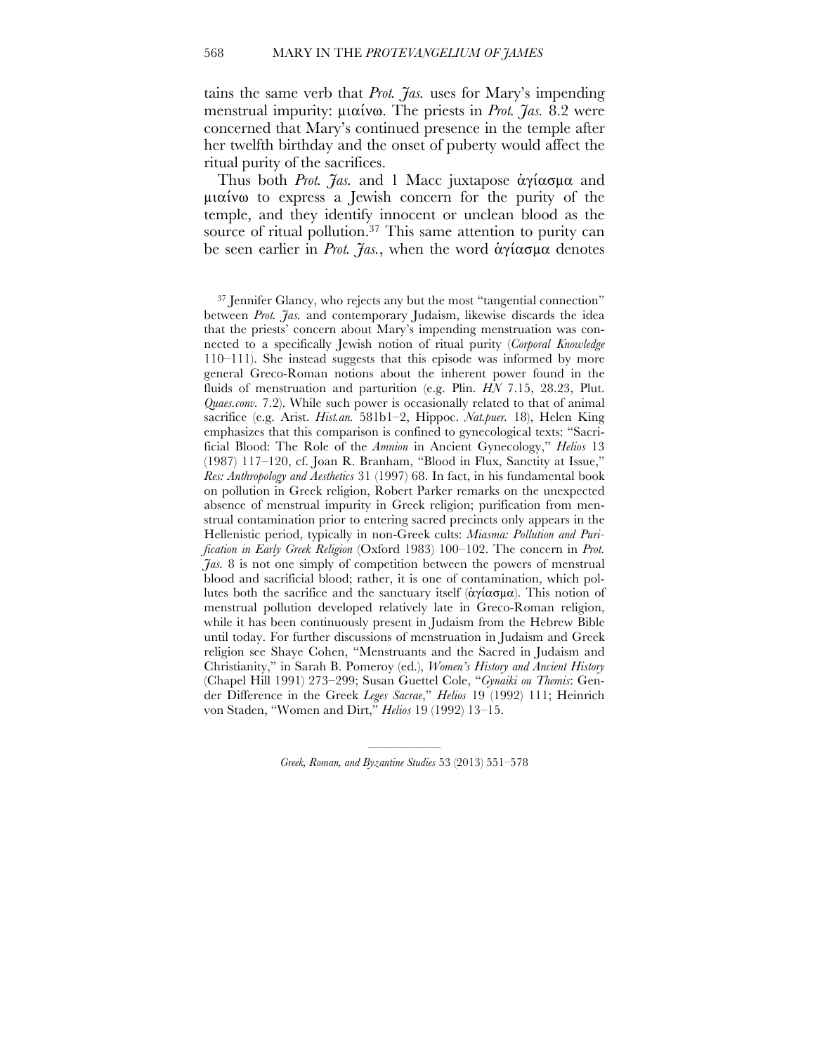tains the same verb that *Prot. Jas.* uses for Mary's impending menstrual impurity: μιαίνω. The priests in *Prot. Jas.* 8.2 were concerned that Mary's continued presence in the temple after her twelfth birthday and the onset of puberty would affect the ritual purity of the sacrifices.

Thus both *Prot. Jas.* and 1 Macc juxtapose ἁγίασμα and μιαίνω to express a Jewish concern for the purity of the temple, and they identify innocent or unclean blood as the source of ritual pollution.[37] This same attention to purity can be seen earlier in *Prot. Jas.*, when the word ἁγίασμα denotes

[37] Jennifer Glancy, who rejects any but the most "tangential connection" between *Prot. Jas.* and contemporary Judaism, likewise discards the idea that the priests' concern about Mary's impending menstruation was connected to a specifically Jewish notion of ritual purity (*Corporal Knowledge* 110–111). She instead suggests that this episode was informed by more general Greco-Roman notions about the inherent power found in the fluids of menstruation and parturition (e.g. Plin. *HN* 7.15, 28.23, Plut. *Quaes.conv.* 7.2). While such power is occasionally related to that of animal sacrifice (e.g. Arist. *Hist.an.* 581b1–2, Hippoc. *Nat.puer.* 18), Helen King emphasizes that this comparison is confined to gynecological texts: "Sacrificial Blood: The Role of the *Amnion* in Ancient Gynecology," *Helios* 13 (1987) 117–120, cf. Joan R. Branham, "Blood in Flux, Sanctity at Issue," *Res: Anthropology and Aesthetics* 31 (1997) 68. In fact, in his fundamental book on pollution in Greek religion, Robert Parker remarks on the unexpected absence of menstrual impurity in Greek religion; purification from menstrual contamination prior to entering sacred precincts only appears in the Hellenistic period, typically in non-Greek cults: *Miasma: Pollution and Purification in Early Greek Religion* (Oxford 1983) 100–102. The concern in *Prot. Jas.* 8 is not one simply of competition between the powers of menstrual blood and sacrificial blood; rather, it is one of contamination, which pollutes both the sacrifice and the sanctuary itself (ἁγίασμα). This notion of menstrual pollution developed relatively late in Greco-Roman religion, while it has been continuously present in Judaism from the Hebrew Bible until today. For further discussions of menstruation in Judaism and Greek religion see Shaye Cohen, "Menstruants and the Sacred in Judaism and Christianity," in Sarah B. Pomeroy (ed.), *Women's History and Ancient History* (Chapel Hill 1991) 273–299; Susan Guettel Cole, "*Gynaiki ou Themis*: Gender Difference in the Greek *Leges Sacrae*," *Helios* 19 (1992) 111; Heinrich von Staden, "Women and Dirt," *Helios* 19 (1992) 13–15.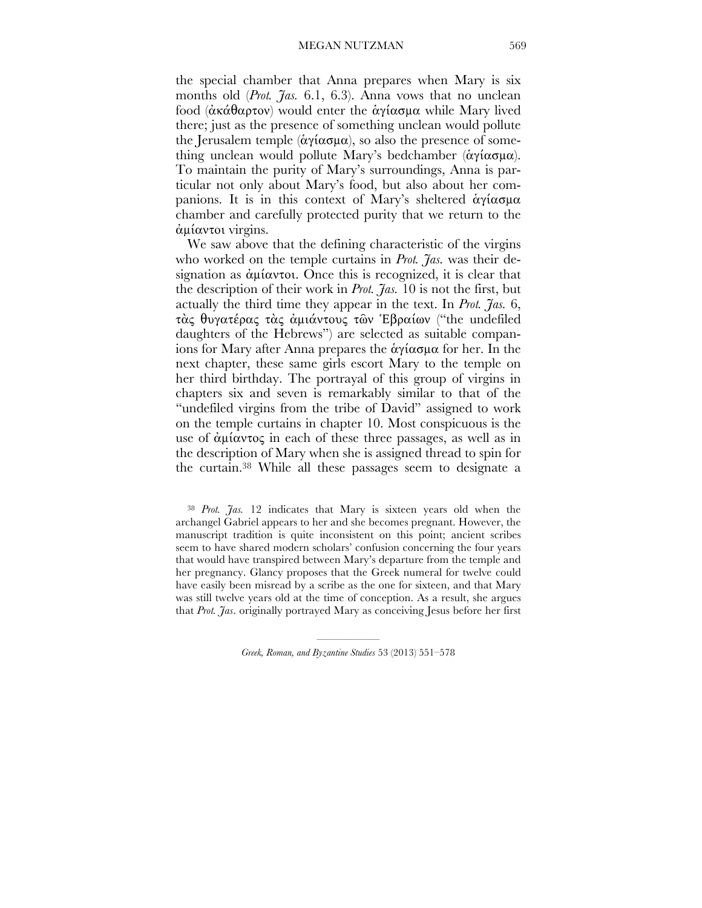the special chamber that Anna prepares when Mary is six months old (*Prot. Jas.* 6.1, 6.3). Anna vows that no unclean food (ἀκάθαρτον) would enter the ἁγίασμα while Mary lived there; just as the presence of something unclean would pollute the Jerusalem temple (ἁγίασμα), so also the presence of something unclean would pollute Mary's bedchamber (ἁγίασμα). To maintain the purity of Mary's surroundings, Anna is particular not only about Mary's food, but also about her companions. It is in this context of Mary's sheltered ἁγίασμα chamber and carefully protected purity that we return to the ἀμίαντοι virgins.

We saw above that the defining characteristic of the virgins who worked on the temple curtains in *Prot. Jas.* was their designation as ἀμίαντοι. Once this is recognized, it is clear that the description of their work in *Prot. Jas.* 10 is not the first, but actually the third time they appear in the text. In *Prot. Jas.* 6, τὰς θυγατέρας τὰς ἀμιάντους τῶν Ἑβραίων ("the undefiled daughters of the Hebrews") are selected as suitable companions for Mary after Anna prepares the ἁγίασμα for her. In the next chapter, these same girls escort Mary to the temple on her third birthday. The portrayal of this group of virgins in chapters six and seven is remarkably similar to that of the "undefiled virgins from the tribe of David" assigned to work on the temple curtains in chapter 10. Most conspicuous is the use of ἀμίαντος in each of these three passages, as well as in the description of Mary when she is assigned thread to spin for the curtain.[38] While all these passages seem to designate a

[38] *Prot. Jas.* 12 indicates that Mary is sixteen years old when the archangel Gabriel appears to her and she becomes pregnant. However, the manuscript tradition is quite inconsistent on this point; ancient scribes seem to have shared modern scholars' confusion concerning the four years that would have transpired between Mary's departure from the temple and her pregnancy. Glancy proposes that the Greek numeral for twelve could have easily been misread by a scribe as the one for sixteen, and that Mary was still twelve years old at the time of conception. As a result, she argues that *Prot. Jas*. originally portrayed Mary as conceiving Jesus before her first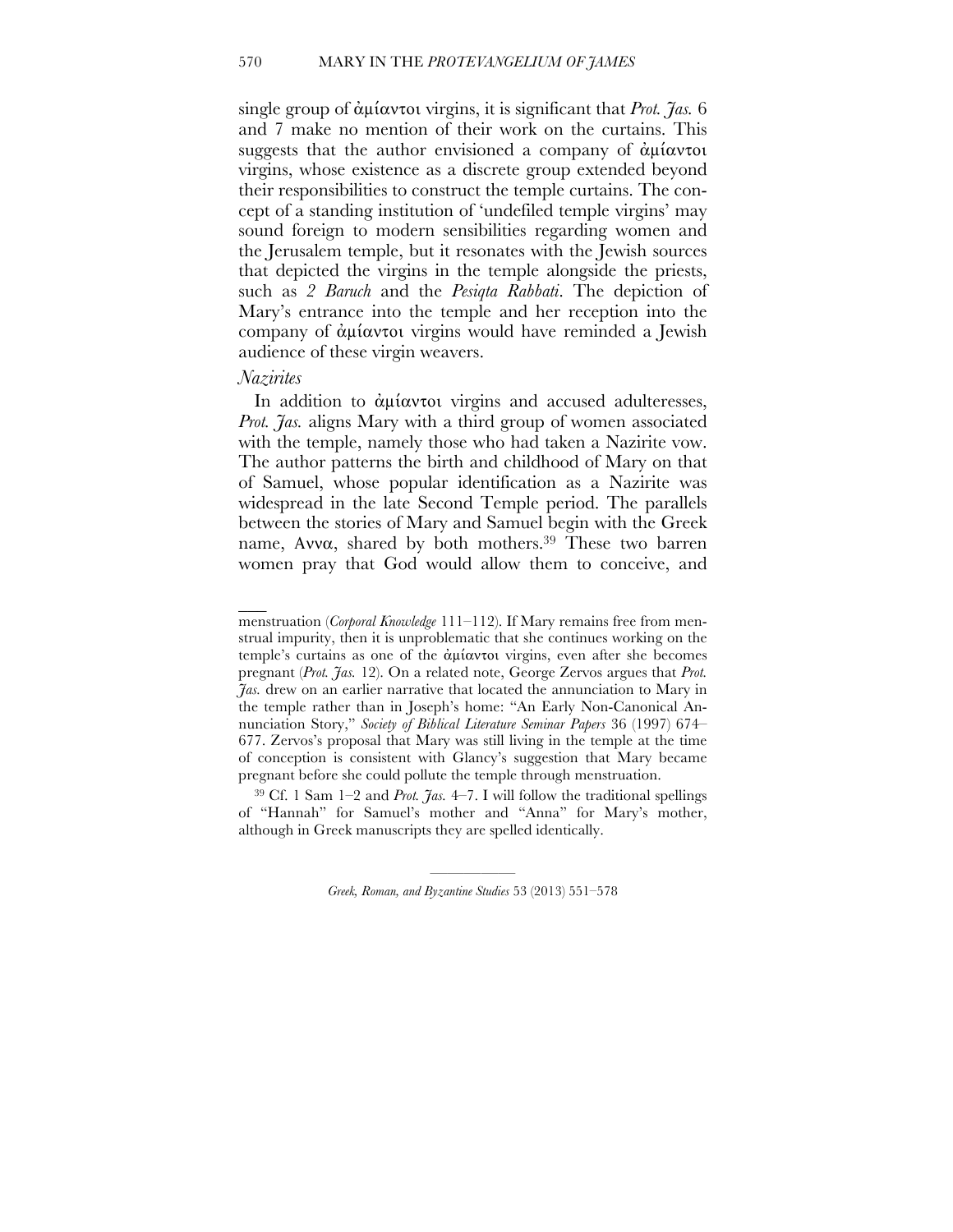single group of ἀμίαντοι virgins, it is significant that *Prot. Jas.* 6 and 7 make no mention of their work on the curtains. This suggests that the author envisioned a company of ἀμίαντοι virgins, whose existence as a discrete group extended beyond their responsibilities to construct the temple curtains. The concept of a standing institution of 'undefiled temple virgins' may sound foreign to modern sensibilities regarding women and the Jerusalem temple, but it resonates with the Jewish sources that depicted the virgins in the temple alongside the priests, such as *2 Baruch* and the *Pesiqta Rabbati*. The depiction of Mary's entrance into the temple and her reception into the company of ἀμίαντοι virgins would have reminded a Jewish audience of these virgin weavers.

*Nazirites*

In addition to ἀμίαντοι virgins and accused adulteresses, *Prot. Jas.* aligns Mary with a third group of women associated with the temple, namely those who had taken a Nazirite vow. The author patterns the birth and childhood of Mary on that of Samuel, whose popular identification as a Nazirite was widespread in the late Second Temple period. The parallels between the stories of Mary and Samuel begin with the Greek name, Αννα, shared by both mothers.[39] These two barren women pray that God would allow them to conceive, and

---

menstruation (*Corporal Knowledge* 111–112). If Mary remains free from menstrual impurity, then it is unproblematic that she continues working on the temple's curtains as one of the ἀμίαντοι virgins, even after she becomes pregnant (*Prot. Jas.* 12). On a related note, George Zervos argues that *Prot. Jas.* drew on an earlier narrative that located the annunciation to Mary in the temple rather than in Joseph's home: "An Early Non-Canonical Annunciation Story," *Society of Biblical Literature Seminar Papers* 36 (1997) 674–677. Zervos's proposal that Mary was still living in the temple at the time of conception is consistent with Glancy's suggestion that Mary became pregnant before she could pollute the temple through menstruation.

[39] Cf. 1 Sam 1–2 and *Prot. Jas.* 4–7. I will follow the traditional spellings of "Hannah" for Samuel's mother and "Anna" for Mary's mother, although in Greek manuscripts they are spelled identically.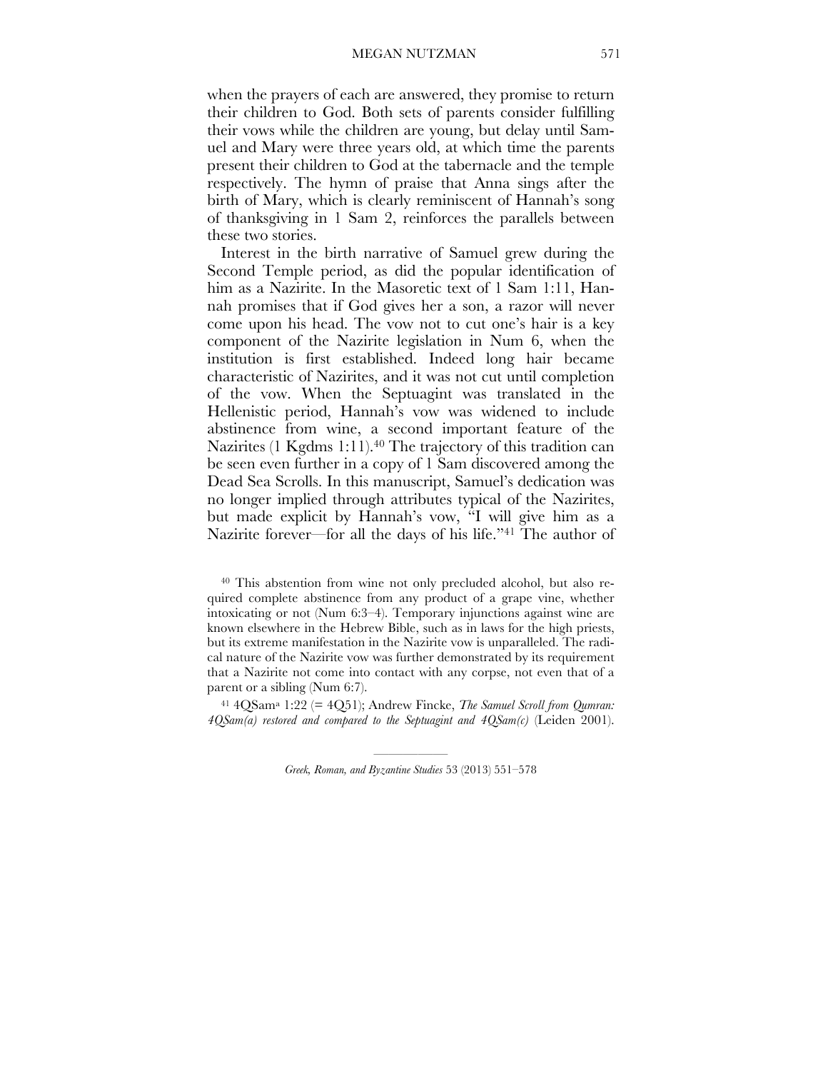when the prayers of each are answered, they promise to return their children to God. Both sets of parents consider fulfilling their vows while the children are young, but delay until Samuel and Mary were three years old, at which time the parents present their children to God at the tabernacle and the temple respectively. The hymn of praise that Anna sings after the birth of Mary, which is clearly reminiscent of Hannah's song of thanksgiving in 1 Sam 2, reinforces the parallels between these two stories.

Interest in the birth narrative of Samuel grew during the Second Temple period, as did the popular identification of him as a Nazirite. In the Masoretic text of 1 Sam 1:11, Hannah promises that if God gives her a son, a razor will never come upon his head. The vow not to cut one's hair is a key component of the Nazirite legislation in Num 6, when the institution is first established. Indeed long hair became characteristic of Nazirites, and it was not cut until completion of the vow. When the Septuagint was translated in the Hellenistic period, Hannah's vow was widened to include abstinence from wine, a second important feature of the Nazirites (1 Kgdms 1:11).[40] The trajectory of this tradition can be seen even further in a copy of 1 Sam discovered among the Dead Sea Scrolls. In this manuscript, Samuel's dedication was no longer implied through attributes typical of the Nazirites, but made explicit by Hannah's vow, "I will give him as a Nazirite forever—for all the days of his life."[41] The author of

[40] This abstention from wine not only precluded alcohol, but also required complete abstinence from any product of a grape vine, whether intoxicating or not (Num 6:3–4). Temporary injunctions against wine are known elsewhere in the Hebrew Bible, such as in laws for the high priests, but its extreme manifestation in the Nazirite vow is unparalleled. The radical nature of the Nazirite vow was further demonstrated by its requirement that a Nazirite not come into contact with any corpse, not even that of a parent or a sibling (Num 6:7).

[41] 4QSam[a] 1:22 (= 4Q51); Andrew Fincke, *The Samuel Scroll from Qumran: 4QSam(a) restored and compared to the Septuagint and 4QSam(c)* (Leiden 2001).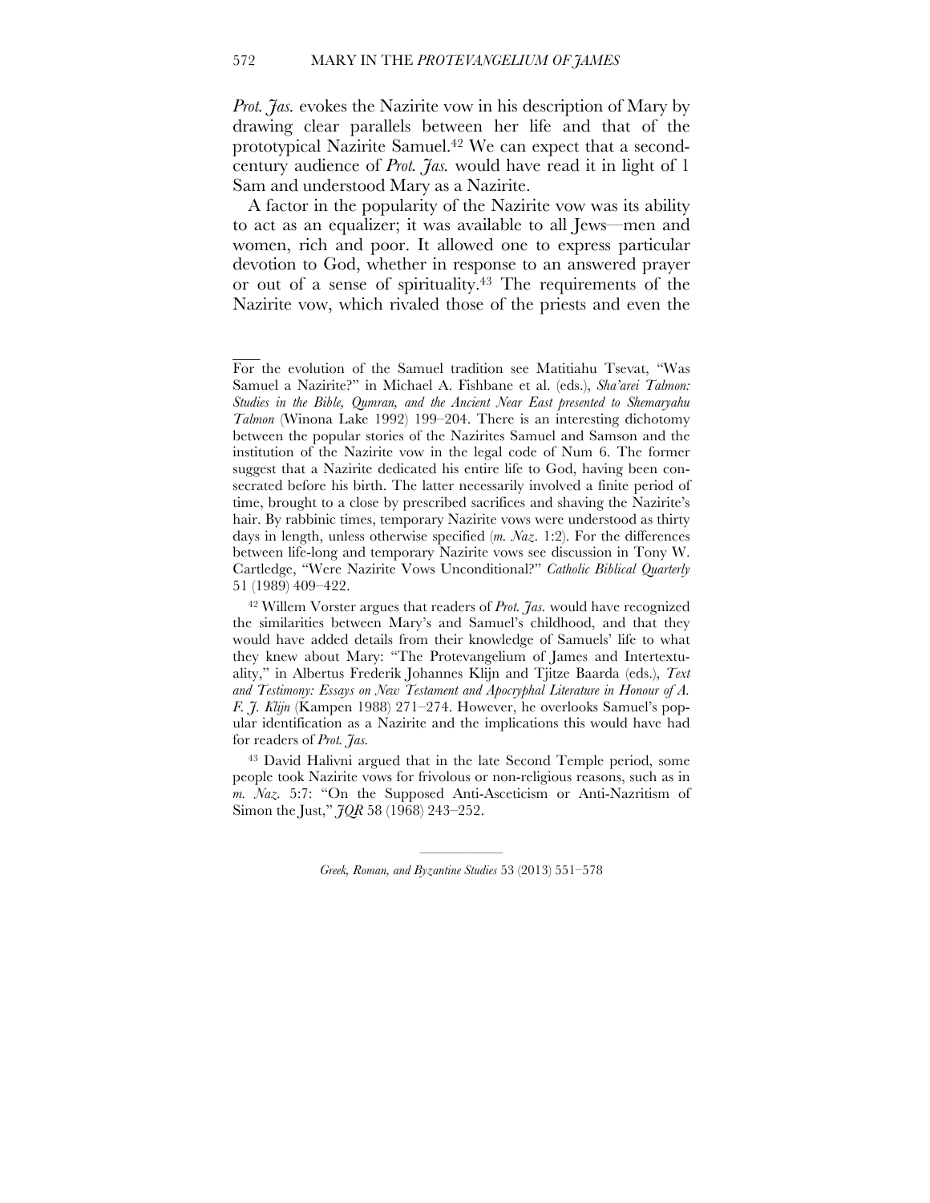*Prot. Jas.* evokes the Nazirite vow in his description of Mary by drawing clear parallels between her life and that of the prototypical Nazirite Samuel.[42] We can expect that a second-century audience of *Prot. Jas.* would have read it in light of 1 Sam and understood Mary as a Nazirite.

A factor in the popularity of the Nazirite vow was its ability to act as an equalizer; it was available to all Jews—men and women, rich and poor. It allowed one to express particular devotion to God, whether in response to an answered prayer or out of a sense of spirituality.[43] The requirements of the Nazirite vow, which rivaled those of the priests and even the

---

For the evolution of the Samuel tradition see Matitiahu Tsevat, "Was Samuel a Nazirite?" in Michael A. Fishbane et al. (eds.), *Sha'arei Talmon: Studies in the Bible, Qumran, and the Ancient Near East presented to Shemaryahu Talmon* (Winona Lake 1992) 199–204. There is an interesting dichotomy between the popular stories of the Nazirites Samuel and Samson and the institution of the Nazirite vow in the legal code of Num 6. The former suggest that a Nazirite dedicated his entire life to God, having been consecrated before his birth. The latter necessarily involved a finite period of time, brought to a close by prescribed sacrifices and shaving the Nazirite's hair. By rabbinic times, temporary Nazirite vows were understood as thirty days in length, unless otherwise specified (*m. Naz*. 1:2). For the differences between life-long and temporary Nazirite vows see discussion in Tony W. Cartledge, "Were Nazirite Vows Unconditional?" *Catholic Biblical Quarterly* 51 (1989) 409–422.

[42] Willem Vorster argues that readers of *Prot. Jas.* would have recognized the similarities between Mary's and Samuel's childhood, and that they would have added details from their knowledge of Samuels' life to what they knew about Mary: "The Protevangelium of James and Intertextuality," in Albertus Frederik Johannes Klijn and Tjitze Baarda (eds.), *Text and Testimony: Essays on New Testament and Apocryphal Literature in Honour of A. F. J. Klijn* (Kampen 1988) 271–274. However, he overlooks Samuel's popular identification as a Nazirite and the implications this would have had for readers of *Prot. Jas.*

[43] David Halivni argued that in the late Second Temple period, some people took Nazirite vows for frivolous or non-religious reasons, such as in *m. Naz*. 5:7: "On the Supposed Anti-Asceticism or Anti-Nazritism of Simon the Just," *JQR* 58 (1968) 243–252.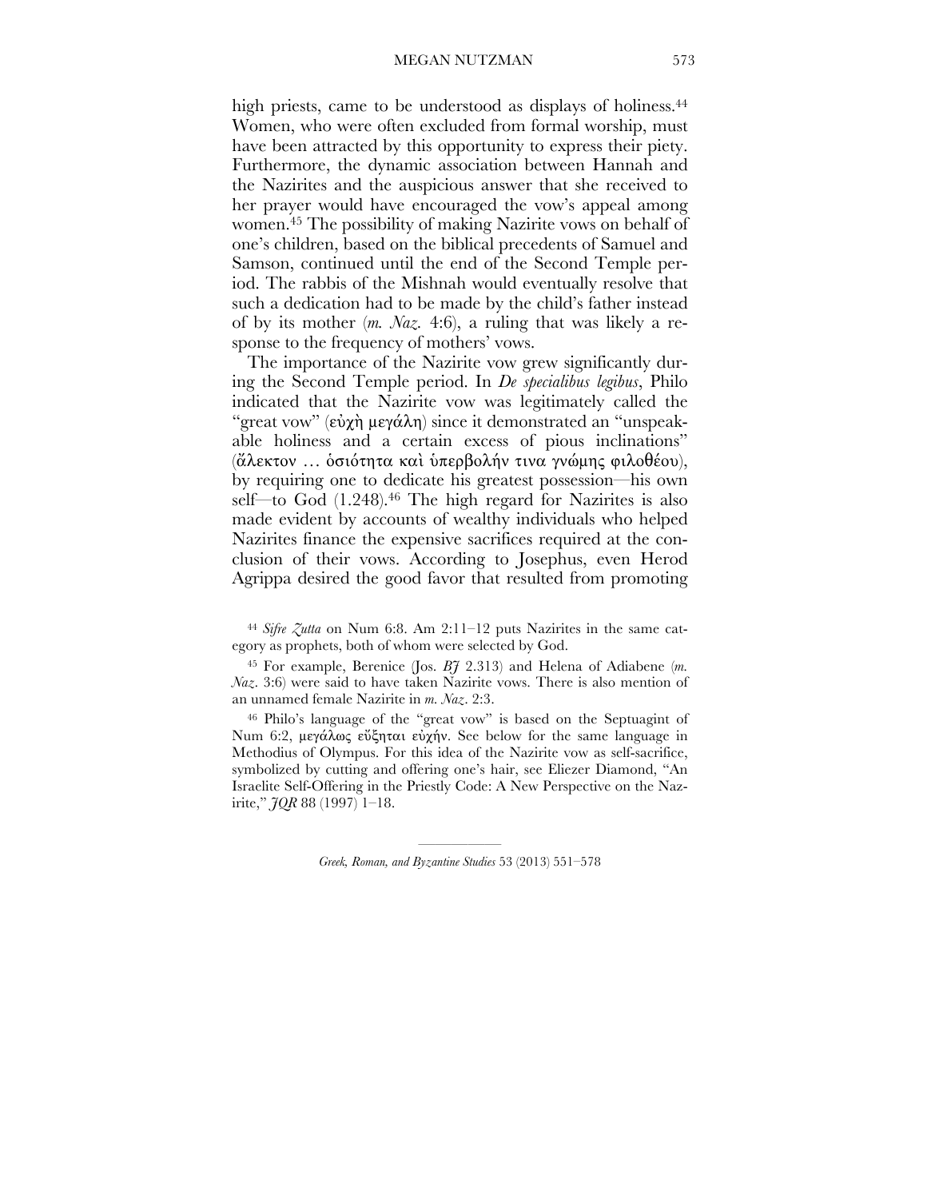high priests, came to be understood as displays of holiness.[44] Women, who were often excluded from formal worship, must have been attracted by this opportunity to express their piety. Furthermore, the dynamic association between Hannah and the Nazirites and the auspicious answer that she received to her prayer would have encouraged the vow's appeal among women.[45] The possibility of making Nazirite vows on behalf of one's children, based on the biblical precedents of Samuel and Samson, continued until the end of the Second Temple period. The rabbis of the Mishnah would eventually resolve that such a dedication had to be made by the child's father instead of by its mother (*m. Naz.* 4:6), a ruling that was likely a response to the frequency of mothers' vows.

The importance of the Nazirite vow grew significantly during the Second Temple period. In *De specialibus legibus*, Philo indicated that the Nazirite vow was legitimately called the "great vow" (εὐχὴ μεγάλη) since it demonstrated an "unspeakable holiness and a certain excess of pious inclinations" (ἄλεκτον … ὁσιότητα καὶ ὑπερβολήν τινα γνώμης φιλοθέου), by requiring one to dedicate his greatest possession—his own self—to God (1.248).[46] The high regard for Nazirites is also made evident by accounts of wealthy individuals who helped Nazirites finance the expensive sacrifices required at the conclusion of their vows. According to Josephus, even Herod Agrippa desired the good favor that resulted from promoting

---

[44] *Sifre Zutta* on Num 6:8. Am 2:11–12 puts Nazirites in the same category as prophets, both of whom were selected by God.

[45] For example, Berenice (Jos. *BJ* 2.313) and Helena of Adiabene (*m. Naz*. 3:6) were said to have taken Nazirite vows. There is also mention of an unnamed female Nazirite in *m. Naz*. 2:3.

[46] Philo's language of the "great vow" is based on the Septuagint of Num 6:2, μεγάλως εὔξηται εὐχήν. See below for the same language in Methodius of Olympus. For this idea of the Nazirite vow as self-sacrifice, symbolized by cutting and offering one's hair, see Eliezer Diamond, "An Israelite Self-Offering in the Priestly Code: A New Perspective on the Nazirite," *JQR* 88 (1997) 1–18.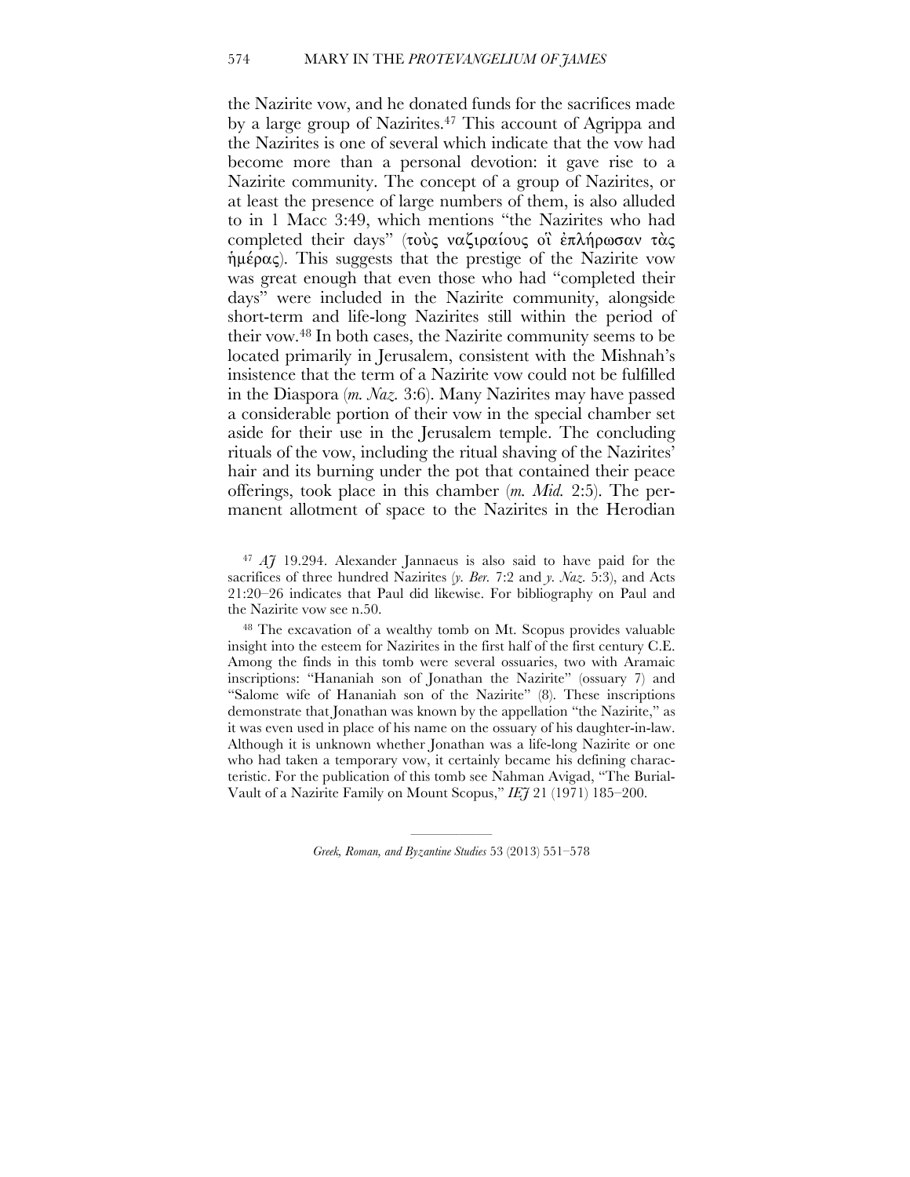the Nazirite vow, and he donated funds for the sacrifices made by a large group of Nazirites.[47] This account of Agrippa and the Nazirites is one of several which indicate that the vow had become more than a personal devotion: it gave rise to a Nazirite community. The concept of a group of Nazirites, or at least the presence of large numbers of them, is also alluded to in 1 Macc 3:49, which mentions "the Nazirites who had completed their days" (τοὺς ναζιραίους οἳ ἐπλήρωσαν τὰς ἡμέρας). This suggests that the prestige of the Nazirite vow was great enough that even those who had "completed their days" were included in the Nazirite community, alongside short-term and life-long Nazirites still within the period of their vow.[48] In both cases, the Nazirite community seems to be located primarily in Jerusalem, consistent with the Mishnah's insistence that the term of a Nazirite vow could not be fulfilled in the Diaspora (*m. Naz.* 3:6). Many Nazirites may have passed a considerable portion of their vow in the special chamber set aside for their use in the Jerusalem temple. The concluding rituals of the vow, including the ritual shaving of the Nazirites' hair and its burning under the pot that contained their peace offerings, took place in this chamber (*m. Mid.* 2:5). The permanent allotment of space to the Nazirites in the Herodian

[47] *AJ* 19.294. Alexander Jannaeus is also said to have paid for the sacrifices of three hundred Nazirites (*y. Ber.* 7:2 and *y. Naz.* 5:3), and Acts 21:20–26 indicates that Paul did likewise. For bibliography on Paul and the Nazirite vow see n.50.

[48] The excavation of a wealthy tomb on Mt. Scopus provides valuable insight into the esteem for Nazirites in the first half of the first century C.E. Among the finds in this tomb were several ossuaries, two with Aramaic inscriptions: "Hananiah son of Jonathan the Nazirite" (ossuary 7) and "Salome wife of Hananiah son of the Nazirite" (8). These inscriptions demonstrate that Jonathan was known by the appellation "the Nazirite," as it was even used in place of his name on the ossuary of his daughter-in-law. Although it is unknown whether Jonathan was a life-long Nazirite or one who had taken a temporary vow, it certainly became his defining characteristic. For the publication of this tomb see Nahman Avigad, "The Burial-Vault of a Nazirite Family on Mount Scopus," *IEJ* 21 (1971) 185–200.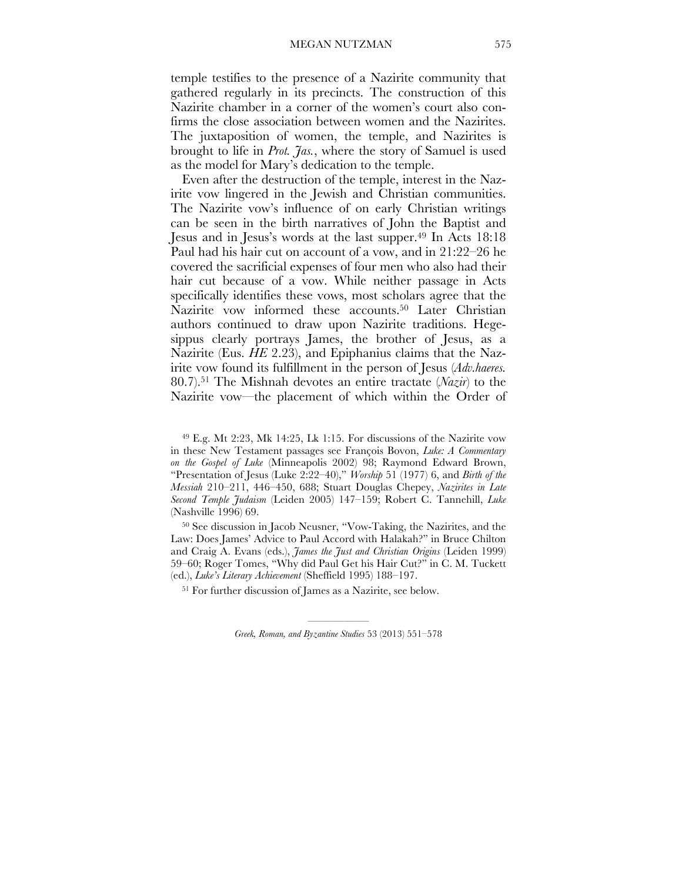temple testifies to the presence of a Nazirite community that gathered regularly in its precincts. The construction of this Nazirite chamber in a corner of the women's court also confirms the close association between women and the Nazirites. The juxtaposition of women, the temple, and Nazirites is brought to life in *Prot. Jas.*, where the story of Samuel is used as the model for Mary's dedication to the temple.

Even after the destruction of the temple, interest in the Nazirite vow lingered in the Jewish and Christian communities. The Nazirite vow's influence of on early Christian writings can be seen in the birth narratives of John the Baptist and Jesus and in Jesus's words at the last supper.[49] In Acts 18:18 Paul had his hair cut on account of a vow, and in 21:22–26 he covered the sacrificial expenses of four men who also had their hair cut because of a vow. While neither passage in Acts specifically identifies these vows, most scholars agree that the Nazirite vow informed these accounts.[50] Later Christian authors continued to draw upon Nazirite traditions. Hegesippus clearly portrays James, the brother of Jesus, as a Nazirite (Eus. *HE* 2.23), and Epiphanius claims that the Nazirite vow found its fulfillment in the person of Jesus (*Adv.haeres.* 80.7).[51] The Mishnah devotes an entire tractate (*Nazir*) to the Nazirite vow—the placement of which within the Order of

[49] E.g. Mt 2:23, Mk 14:25, Lk 1:15. For discussions of the Nazirite vow in these New Testament passages see François Bovon, *Luke: A Commentary on the Gospel of Luke* (Minneapolis 2002) 98; Raymond Edward Brown, "Presentation of Jesus (Luke 2:22–40)," *Worship* 51 (1977) 6, and *Birth of the Messiah* 210–211, 446–450, 688; Stuart Douglas Chepey, *Nazirites in Late Second Temple Judaism* (Leiden 2005) 147–159; Robert C. Tannehill, *Luke* (Nashville 1996) 69.

[50] See discussion in Jacob Neusner, "Vow-Taking, the Nazirites, and the Law: Does James' Advice to Paul Accord with Halakah?" in Bruce Chilton and Craig A. Evans (eds.), *James the Just and Christian Origins* (Leiden 1999) 59–60; Roger Tomes, "Why did Paul Get his Hair Cut?" in C. M. Tuckett (ed.), *Luke's Literary Achievement* (Sheffield 1995) 188–197.

[51] For further discussion of James as a Nazirite, see below.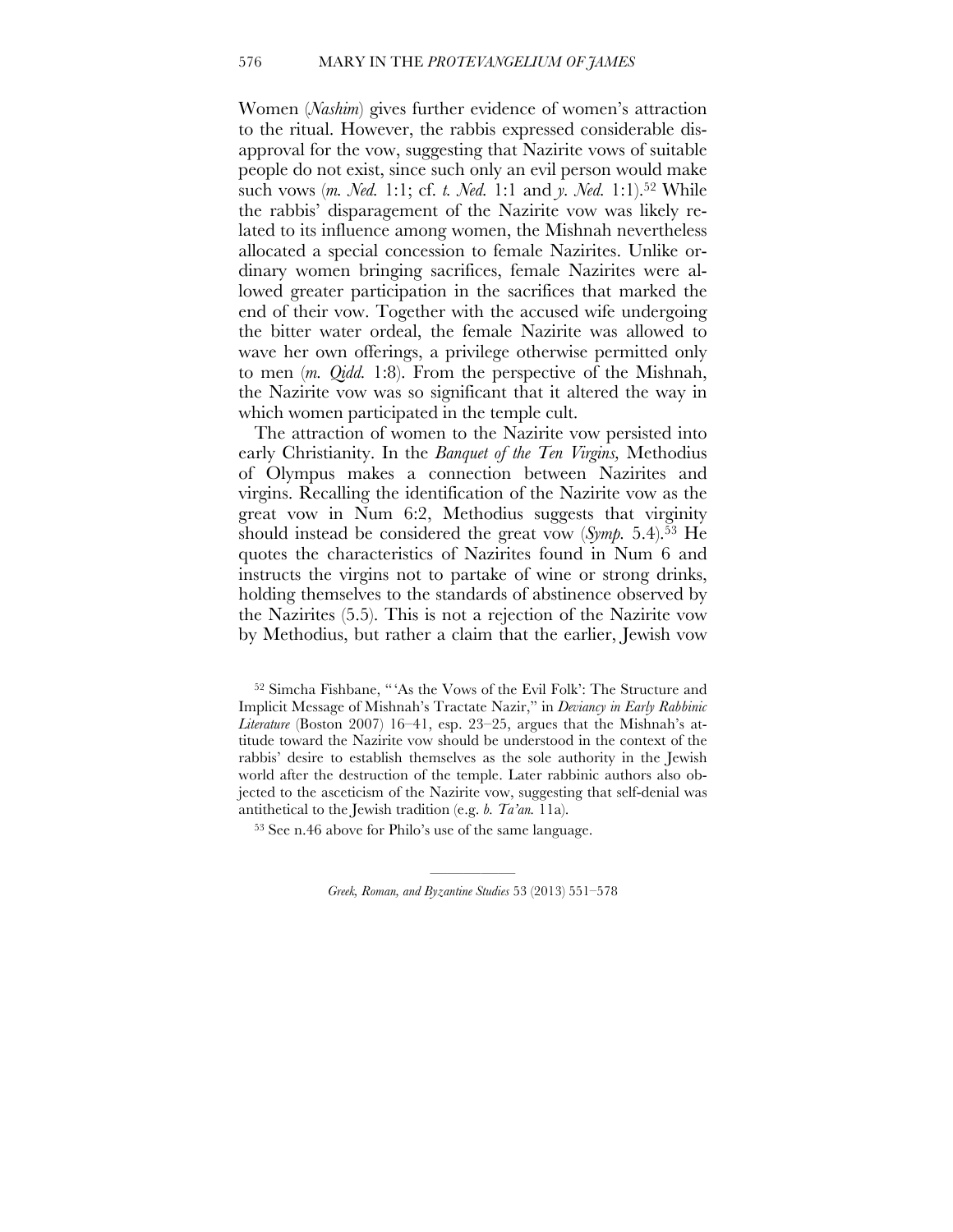Women (*Nashim*) gives further evidence of women's attraction to the ritual. However, the rabbis expressed considerable disapproval for the vow, suggesting that Nazirite vows of suitable people do not exist, since such only an evil person would make such vows (*m. Ned.* 1:1; cf. *t. Ned.* 1:1 and *y. Ned.* 1:1).[52] While the rabbis' disparagement of the Nazirite vow was likely related to its influence among women, the Mishnah nevertheless allocated a special concession to female Nazirites. Unlike ordinary women bringing sacrifices, female Nazirites were allowed greater participation in the sacrifices that marked the end of their vow. Together with the accused wife undergoing the bitter water ordeal, the female Nazirite was allowed to wave her own offerings, a privilege otherwise permitted only to men (*m. Qidd.* 1:8). From the perspective of the Mishnah, the Nazirite vow was so significant that it altered the way in which women participated in the temple cult.

The attraction of women to the Nazirite vow persisted into early Christianity. In the *Banquet of the Ten Virgins,* Methodius of Olympus makes a connection between Nazirites and virgins. Recalling the identification of the Nazirite vow as the great vow in Num 6:2, Methodius suggests that virginity should instead be considered the great vow (*Symp.* 5.4).[53] He quotes the characteristics of Nazirites found in Num 6 and instructs the virgins not to partake of wine or strong drinks, holding themselves to the standards of abstinence observed by the Nazirites (5.5). This is not a rejection of the Nazirite vow by Methodius, but rather a claim that the earlier, Jewish vow

[52] Simcha Fishbane, "'As the Vows of the Evil Folk': The Structure and Implicit Message of Mishnah's Tractate Nazir," in *Deviancy in Early Rabbinic Literature* (Boston 2007) 16–41, esp. 23–25, argues that the Mishnah's attitude toward the Nazirite vow should be understood in the context of the rabbis' desire to establish themselves as the sole authority in the Jewish world after the destruction of the temple. Later rabbinic authors also objected to the asceticism of the Nazirite vow, suggesting that self-denial was antithetical to the Jewish tradition (e.g. *b. Ta'an.* 11a).

[53] See n.46 above for Philo's use of the same language.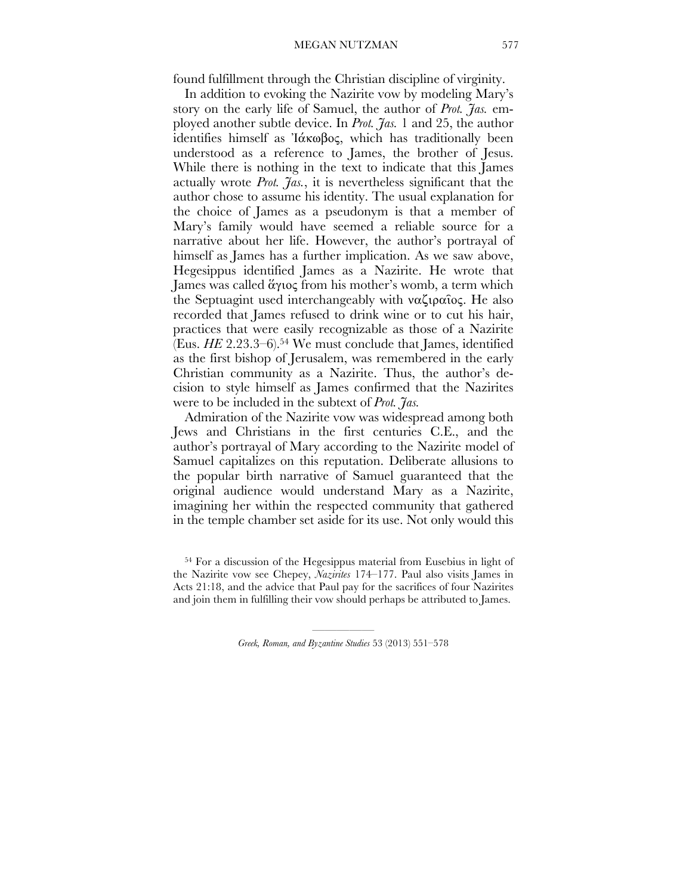found fulfillment through the Christian discipline of virginity.

In addition to evoking the Nazirite vow by modeling Mary's story on the early life of Samuel, the author of *Prot. Jas.* employed another subtle device. In *Prot. Jas.* 1 and 25, the author identifies himself as Ἰάκωβος, which has traditionally been understood as a reference to James, the brother of Jesus. While there is nothing in the text to indicate that this James actually wrote *Prot. Jas.*, it is nevertheless significant that the author chose to assume his identity. The usual explanation for the choice of James as a pseudonym is that a member of Mary's family would have seemed a reliable source for a narrative about her life. However, the author's portrayal of himself as James has a further implication. As we saw above, Hegesippus identified James as a Nazirite. He wrote that James was called ἅγιος from his mother's womb, a term which the Septuagint used interchangeably with ναζιραῖος. He also recorded that James refused to drink wine or to cut his hair, practices that were easily recognizable as those of a Nazirite (Eus. *HE* 2.23.3–6).[54] We must conclude that James, identified as the first bishop of Jerusalem, was remembered in the early Christian community as a Nazirite. Thus, the author's decision to style himself as James confirmed that the Nazirites were to be included in the subtext of *Prot. Jas.*

Admiration of the Nazirite vow was widespread among both Jews and Christians in the first centuries C.E., and the author's portrayal of Mary according to the Nazirite model of Samuel capitalizes on this reputation. Deliberate allusions to the popular birth narrative of Samuel guaranteed that the original audience would understand Mary as a Nazirite, imagining her within the respected community that gathered in the temple chamber set aside for its use. Not only would this

[54] For a discussion of the Hegesippus material from Eusebius in light of the Nazirite vow see Chepey, *Nazirites* 174–177. Paul also visits James in Acts 21:18, and the advice that Paul pay for the sacrifices of four Nazirites and join them in fulfilling their vow should perhaps be attributed to James.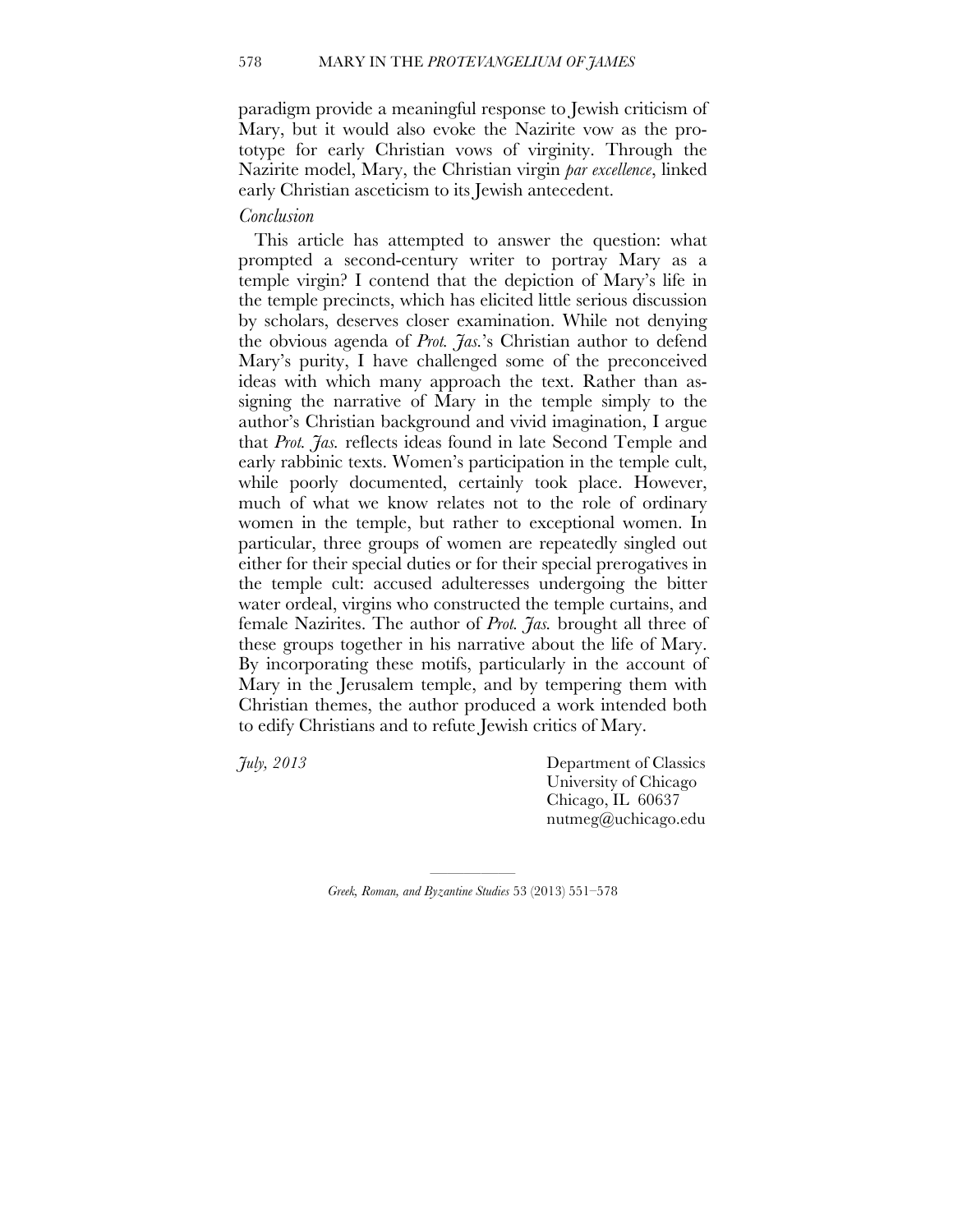paradigm provide a meaningful response to Jewish criticism of Mary, but it would also evoke the Nazirite vow as the prototype for early Christian vows of virginity. Through the Nazirite model, Mary, the Christian virgin *par excellence*, linked early Christian asceticism to its Jewish antecedent.

*Conclusion*

This article has attempted to answer the question: what prompted a second-century writer to portray Mary as a temple virgin? I contend that the depiction of Mary's life in the temple precincts, which has elicited little serious discussion by scholars, deserves closer examination. While not denying the obvious agenda of *Prot. Jas.*'s Christian author to defend Mary's purity, I have challenged some of the preconceived ideas with which many approach the text. Rather than assigning the narrative of Mary in the temple simply to the author's Christian background and vivid imagination, I argue that *Prot. Jas.* reflects ideas found in late Second Temple and early rabbinic texts. Women's participation in the temple cult, while poorly documented, certainly took place. However, much of what we know relates not to the role of ordinary women in the temple, but rather to exceptional women. In particular, three groups of women are repeatedly singled out either for their special duties or for their special prerogatives in the temple cult: accused adulteresses undergoing the bitter water ordeal, virgins who constructed the temple curtains, and female Nazirites. The author of *Prot. Jas.* brought all three of these groups together in his narrative about the life of Mary. By incorporating these motifs, particularly in the account of Mary in the Jerusalem temple, and by tempering them with Christian themes, the author produced a work intended both to edify Christians and to refute Jewish critics of Mary.

*July, 2013*

Department of Classics
University of Chicago
Chicago, IL 60637
nutmeg@uchicago.edu